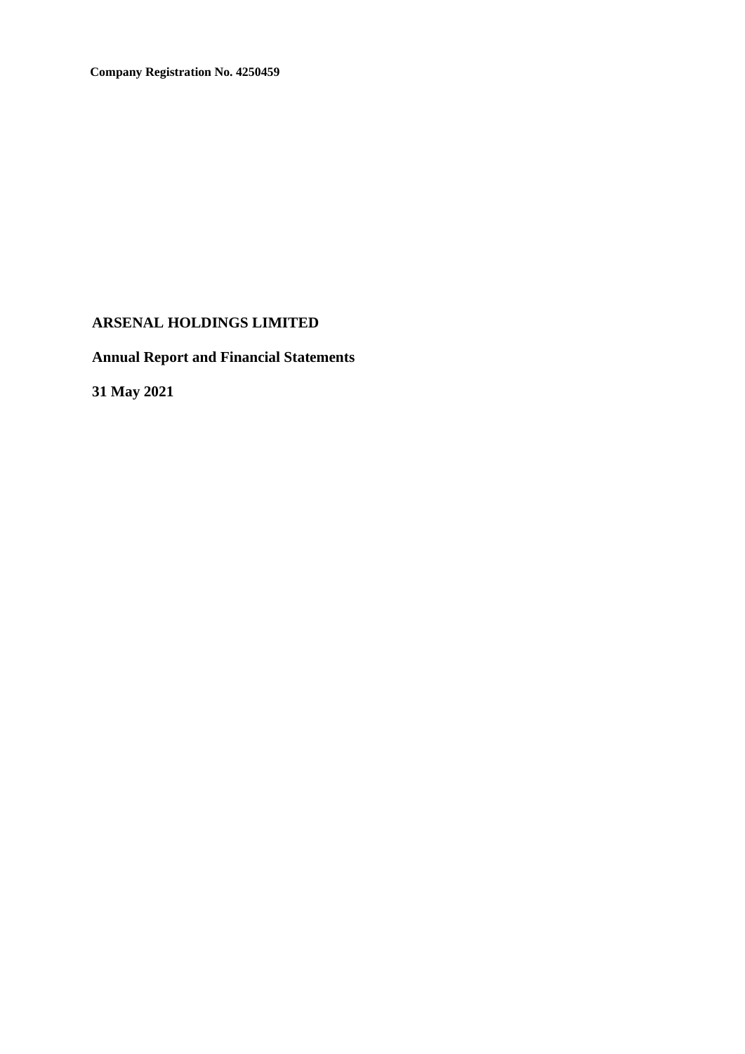**Company Registration No. 4250459**

# ARSENAL HOLDINGS LIMITED

## Annual Report and Financial Statements

## 31 May 2021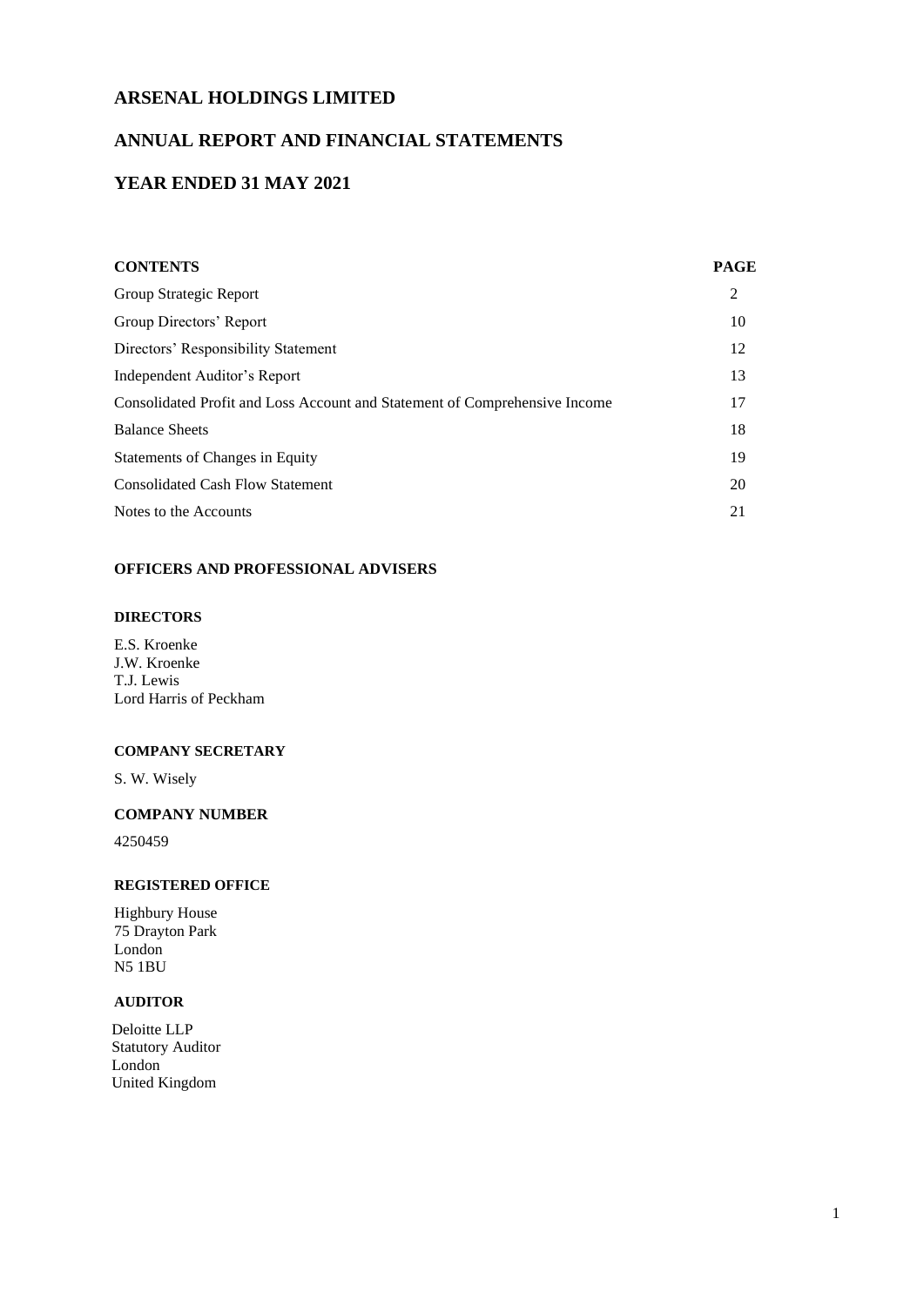# ARSENAL HOLDINGS LIMITED

## ANNUAL REPORT AND FINANCIAL STATEMENTS

## YEAR ENDED 31 MAY 2021

| CONTENTS | PAGE |
|---|---|
| Group Strategic Report | 2 |
| Group Directors' Report | 10 |
| Directors' Responsibility Statement | 12 |
| Independent Auditor's Report | 13 |
| Consolidated Profit and Loss Account and Statement of Comprehensive Income | 17 |
| Balance Sheets | 18 |
| Statements of Changes in Equity | 19 |
| Consolidated Cash Flow Statement | 20 |
| Notes to the Accounts | 21 |

### OFFICERS AND PROFESSIONAL ADVISERS

#### DIRECTORS

E.S. Kroenke
J.W. Kroenke
T.J. Lewis
Lord Harris of Peckham

#### COMPANY SECRETARY

S. W. Wisely

#### COMPANY NUMBER

4250459

#### REGISTERED OFFICE

Highbury House
75 Drayton Park
London
N5 1BU

#### AUDITOR

Deloitte LLP
Statutory Auditor
London
United Kingdom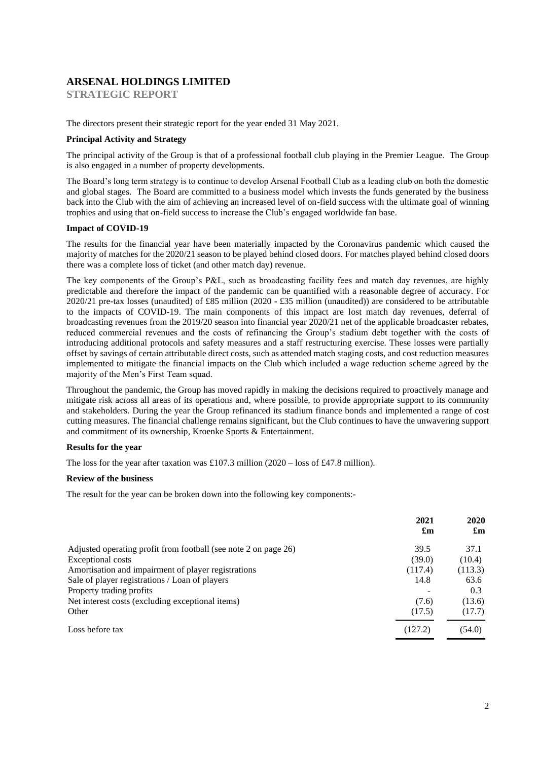# ARSENAL HOLDINGS LIMITED

## STRATEGIC REPORT

The directors present their strategic report for the year ended 31 May 2021.

### Principal Activity and Strategy

The principal activity of the Group is that of a professional football club playing in the Premier League. The Group is also engaged in a number of property developments.

The Board's long term strategy is to continue to develop Arsenal Football Club as a leading club on both the domestic and global stages. The Board are committed to a business model which invests the funds generated by the business back into the Club with the aim of achieving an increased level of on-field success with the ultimate goal of winning trophies and using that on-field success to increase the Club's engaged worldwide fan base.

### Impact of COVID-19

The results for the financial year have been materially impacted by the Coronavirus pandemic which caused the majority of matches for the 2020/21 season to be played behind closed doors. For matches played behind closed doors there was a complete loss of ticket (and other match day) revenue.

The key components of the Group's P&L, such as broadcasting facility fees and match day revenues, are highly predictable and therefore the impact of the pandemic can be quantified with a reasonable degree of accuracy. For 2020/21 pre-tax losses (unaudited) of £85 million (2020 - £35 million (unaudited)) are considered to be attributable to the impacts of COVID-19. The main components of this impact are lost match day revenues, deferral of broadcasting revenues from the 2019/20 season into financial year 2020/21 net of the applicable broadcaster rebates, reduced commercial revenues and the costs of refinancing the Group's stadium debt together with the costs of introducing additional protocols and safety measures and a staff restructuring exercise. These losses were partially offset by savings of certain attributable direct costs, such as attended match staging costs, and cost reduction measures implemented to mitigate the financial impacts on the Club which included a wage reduction scheme agreed by the majority of the Men's First Team squad.

Throughout the pandemic, the Group has moved rapidly in making the decisions required to proactively manage and mitigate risk across all areas of its operations and, where possible, to provide appropriate support to its community and stakeholders. During the year the Group refinanced its stadium finance bonds and implemented a range of cost cutting measures. The financial challenge remains significant, but the Club continues to have the unwavering support and commitment of its ownership, Kroenke Sports & Entertainment.

### Results for the year

The loss for the year after taxation was £107.3 million (2020 – loss of £47.8 million).

### Review of the business

The result for the year can be broken down into the following key components:-

| | 2021 £m | 2020 £m |
|---|---|---|
| Adjusted operating profit from football (see note 2 on page 26) | 39.5 | 37.1 |
| Exceptional costs | (39.0) | (10.4) |
| Amortisation and impairment of player registrations | (117.4) | (113.3) |
| Sale of player registrations / Loan of players | 14.8 | 63.6 |
| Property trading profits | - | 0.3 |
| Net interest costs (excluding exceptional items) | (7.6) | (13.6) |
| Other | (17.5) | (17.7) |
| Loss before tax | (127.2) | (54.0) |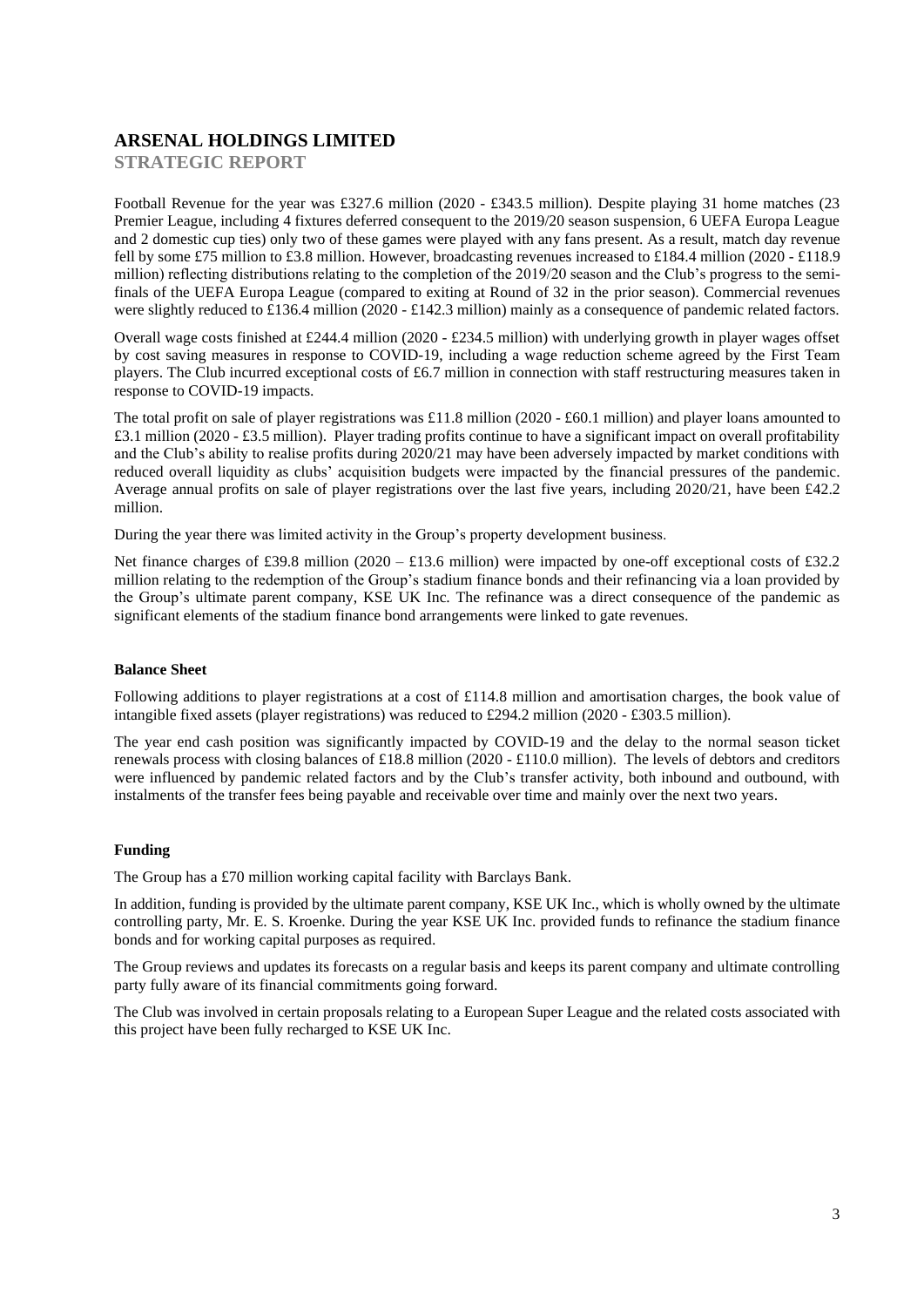# ARSENAL HOLDINGS LIMITED

## STRATEGIC REPORT

Football Revenue for the year was £327.6 million (2020 - £343.5 million). Despite playing 31 home matches (23 Premier League, including 4 fixtures deferred consequent to the 2019/20 season suspension, 6 UEFA Europa League and 2 domestic cup ties) only two of these games were played with any fans present. As a result, match day revenue fell by some £75 million to £3.8 million. However, broadcasting revenues increased to £184.4 million (2020 - £118.9 million) reflecting distributions relating to the completion of the 2019/20 season and the Club's progress to the semi-finals of the UEFA Europa League (compared to exiting at Round of 32 in the prior season). Commercial revenues were slightly reduced to £136.4 million (2020 - £142.3 million) mainly as a consequence of pandemic related factors.

Overall wage costs finished at £244.4 million (2020 - £234.5 million) with underlying growth in player wages offset by cost saving measures in response to COVID-19, including a wage reduction scheme agreed by the First Team players. The Club incurred exceptional costs of £6.7 million in connection with staff restructuring measures taken in response to COVID-19 impacts.

The total profit on sale of player registrations was £11.8 million (2020 - £60.1 million) and player loans amounted to £3.1 million (2020 - £3.5 million). Player trading profits continue to have a significant impact on overall profitability and the Club's ability to realise profits during 2020/21 may have been adversely impacted by market conditions with reduced overall liquidity as clubs' acquisition budgets were impacted by the financial pressures of the pandemic. Average annual profits on sale of player registrations over the last five years, including 2020/21, have been £42.2 million.

During the year there was limited activity in the Group's property development business.

Net finance charges of £39.8 million (2020 – £13.6 million) were impacted by one-off exceptional costs of £32.2 million relating to the redemption of the Group's stadium finance bonds and their refinancing via a loan provided by the Group's ultimate parent company, KSE UK Inc. The refinance was a direct consequence of the pandemic as significant elements of the stadium finance bond arrangements were linked to gate revenues.

**Balance Sheet**

Following additions to player registrations at a cost of £114.8 million and amortisation charges, the book value of intangible fixed assets (player registrations) was reduced to £294.2 million (2020 - £303.5 million).

The year end cash position was significantly impacted by COVID-19 and the delay to the normal season ticket renewals process with closing balances of £18.8 million (2020 - £110.0 million). The levels of debtors and creditors were influenced by pandemic related factors and by the Club's transfer activity, both inbound and outbound, with instalments of the transfer fees being payable and receivable over time and mainly over the next two years.

**Funding**

The Group has a £70 million working capital facility with Barclays Bank.

In addition, funding is provided by the ultimate parent company, KSE UK Inc., which is wholly owned by the ultimate controlling party, Mr. E. S. Kroenke. During the year KSE UK Inc. provided funds to refinance the stadium finance bonds and for working capital purposes as required.

The Group reviews and updates its forecasts on a regular basis and keeps its parent company and ultimate controlling party fully aware of its financial commitments going forward.

The Club was involved in certain proposals relating to a European Super League and the related costs associated with this project have been fully recharged to KSE UK Inc.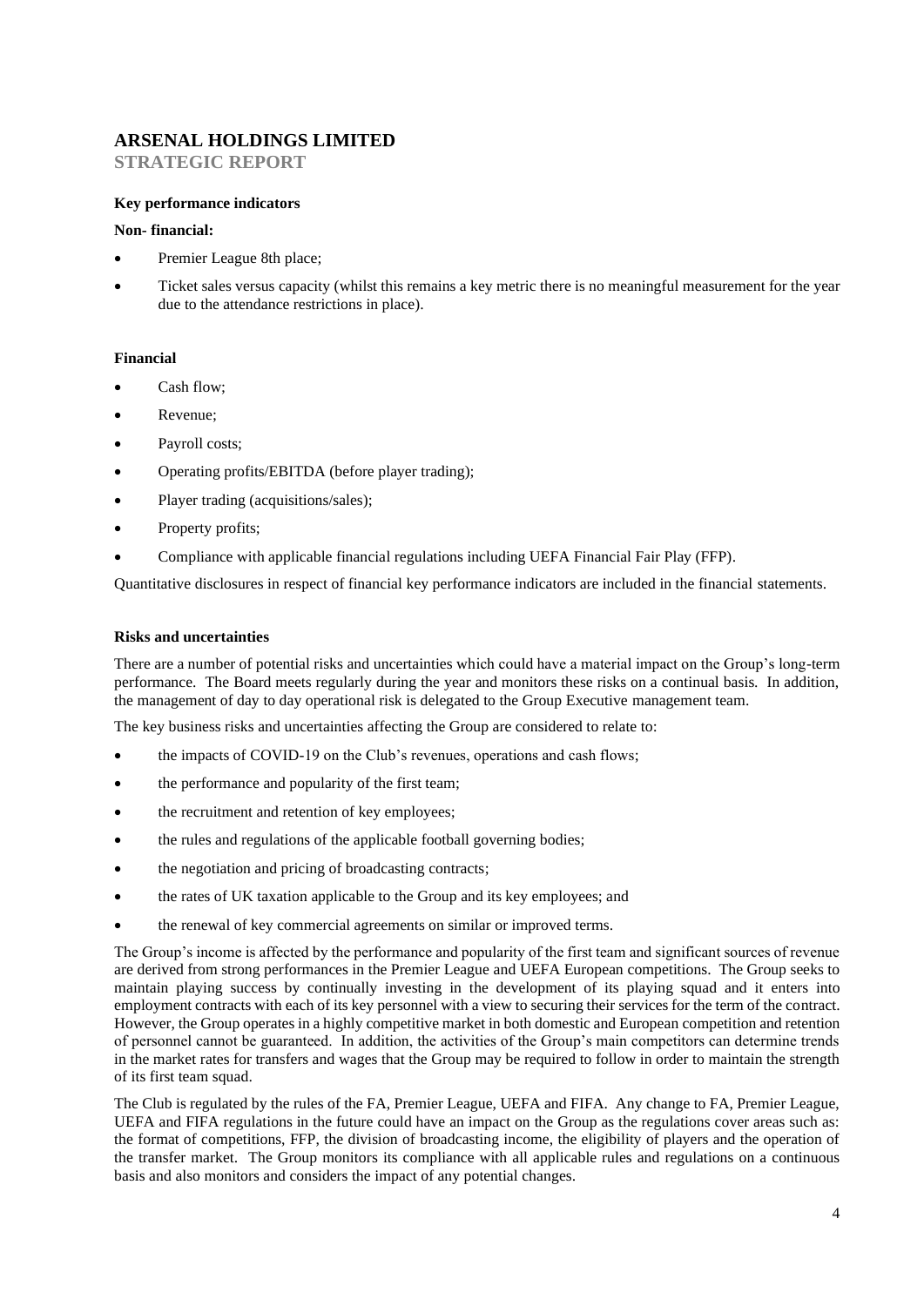# ARSENAL HOLDINGS LIMITED

## STRATEGIC REPORT

**Key performance indicators**

**Non- financial:**

- Premier League 8th place;
- Ticket sales versus capacity (whilst this remains a key metric there is no meaningful measurement for the year due to the attendance restrictions in place).

**Financial**

- Cash flow;
- Revenue;
- Payroll costs;
- Operating profits/EBITDA (before player trading);
- Player trading (acquisitions/sales);
- Property profits;
- Compliance with applicable financial regulations including UEFA Financial Fair Play (FFP).

Quantitative disclosures in respect of financial key performance indicators are included in the financial statements.

**Risks and uncertainties**

There are a number of potential risks and uncertainties which could have a material impact on the Group's long-term performance. The Board meets regularly during the year and monitors these risks on a continual basis. In addition, the management of day to day operational risk is delegated to the Group Executive management team.

The key business risks and uncertainties affecting the Group are considered to relate to:

- the impacts of COVID-19 on the Club's revenues, operations and cash flows;
- the performance and popularity of the first team;
- the recruitment and retention of key employees;
- the rules and regulations of the applicable football governing bodies;
- the negotiation and pricing of broadcasting contracts;
- the rates of UK taxation applicable to the Group and its key employees; and
- the renewal of key commercial agreements on similar or improved terms.

The Group's income is affected by the performance and popularity of the first team and significant sources of revenue are derived from strong performances in the Premier League and UEFA European competitions. The Group seeks to maintain playing success by continually investing in the development of its playing squad and it enters into employment contracts with each of its key personnel with a view to securing their services for the term of the contract. However, the Group operates in a highly competitive market in both domestic and European competition and retention of personnel cannot be guaranteed. In addition, the activities of the Group's main competitors can determine trends in the market rates for transfers and wages that the Group may be required to follow in order to maintain the strength of its first team squad.

The Club is regulated by the rules of the FA, Premier League, UEFA and FIFA. Any change to FA, Premier League, UEFA and FIFA regulations in the future could have an impact on the Group as the regulations cover areas such as: the format of competitions, FFP, the division of broadcasting income, the eligibility of players and the operation of the transfer market. The Group monitors its compliance with all applicable rules and regulations on a continuous basis and also monitors and considers the impact of any potential changes.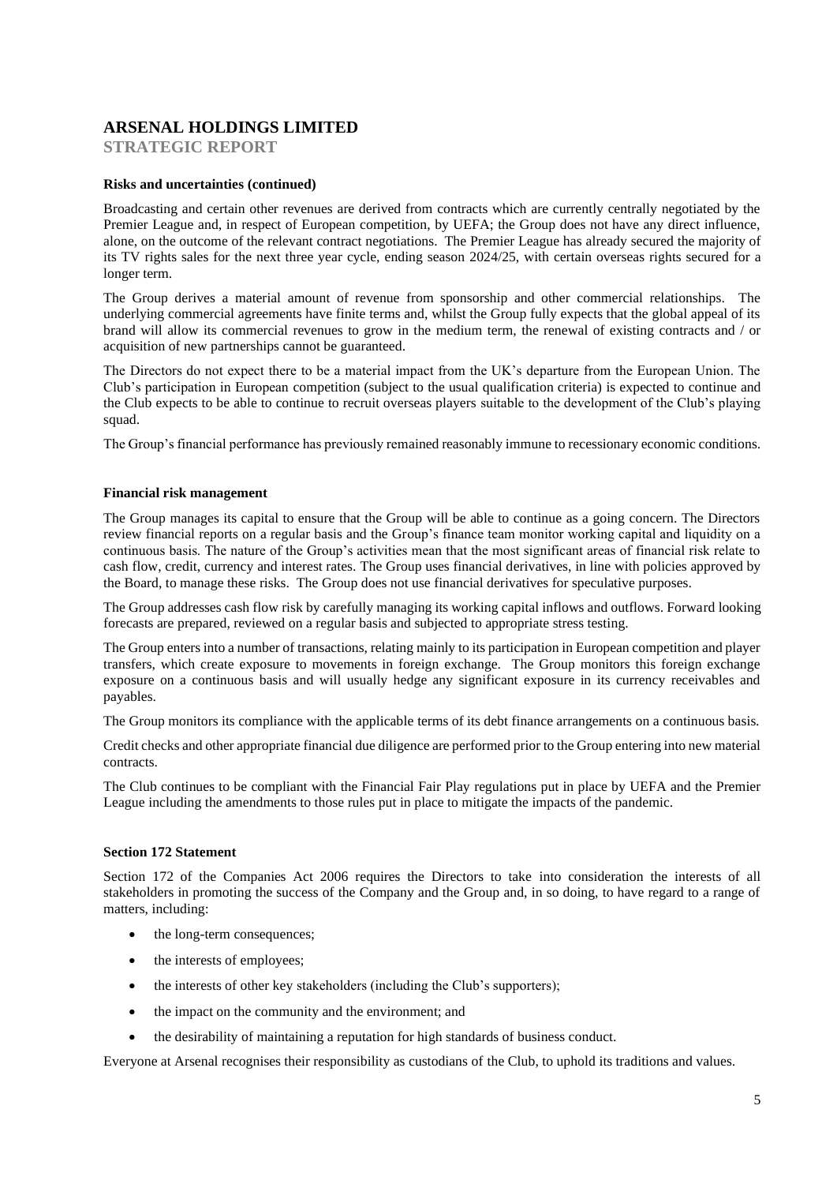# ARSENAL HOLDINGS LIMITED

## STRATEGIC REPORT

**Risks and uncertainties (continued)**

Broadcasting and certain other revenues are derived from contracts which are currently centrally negotiated by the Premier League and, in respect of European competition, by UEFA; the Group does not have any direct influence, alone, on the outcome of the relevant contract negotiations. The Premier League has already secured the majority of its TV rights sales for the next three year cycle, ending season 2024/25, with certain overseas rights secured for a longer term.

The Group derives a material amount of revenue from sponsorship and other commercial relationships. The underlying commercial agreements have finite terms and, whilst the Group fully expects that the global appeal of its brand will allow its commercial revenues to grow in the medium term, the renewal of existing contracts and / or acquisition of new partnerships cannot be guaranteed.

The Directors do not expect there to be a material impact from the UK's departure from the European Union. The Club's participation in European competition (subject to the usual qualification criteria) is expected to continue and the Club expects to be able to continue to recruit overseas players suitable to the development of the Club's playing squad.

The Group's financial performance has previously remained reasonably immune to recessionary economic conditions.

**Financial risk management**

The Group manages its capital to ensure that the Group will be able to continue as a going concern. The Directors review financial reports on a regular basis and the Group's finance team monitor working capital and liquidity on a continuous basis. The nature of the Group's activities mean that the most significant areas of financial risk relate to cash flow, credit, currency and interest rates. The Group uses financial derivatives, in line with policies approved by the Board, to manage these risks. The Group does not use financial derivatives for speculative purposes.

The Group addresses cash flow risk by carefully managing its working capital inflows and outflows. Forward looking forecasts are prepared, reviewed on a regular basis and subjected to appropriate stress testing.

The Group enters into a number of transactions, relating mainly to its participation in European competition and player transfers, which create exposure to movements in foreign exchange. The Group monitors this foreign exchange exposure on a continuous basis and will usually hedge any significant exposure in its currency receivables and payables.

The Group monitors its compliance with the applicable terms of its debt finance arrangements on a continuous basis.

Credit checks and other appropriate financial due diligence are performed prior to the Group entering into new material contracts.

The Club continues to be compliant with the Financial Fair Play regulations put in place by UEFA and the Premier League including the amendments to those rules put in place to mitigate the impacts of the pandemic.

**Section 172 Statement**

Section 172 of the Companies Act 2006 requires the Directors to take into consideration the interests of all stakeholders in promoting the success of the Company and the Group and, in so doing, to have regard to a range of matters, including:

- the long-term consequences;
- the interests of employees;
- the interests of other key stakeholders (including the Club's supporters);
- the impact on the community and the environment; and
- the desirability of maintaining a reputation for high standards of business conduct.

Everyone at Arsenal recognises their responsibility as custodians of the Club, to uphold its traditions and values.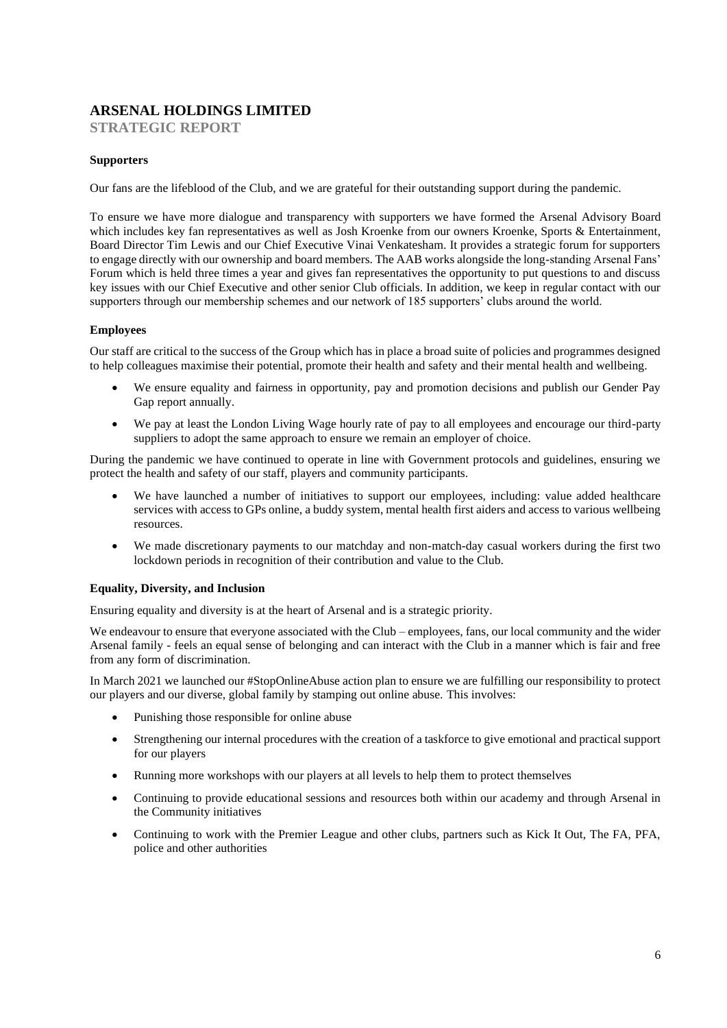# ARSENAL HOLDINGS LIMITED

## STRATEGIC REPORT

### Supporters

Our fans are the lifeblood of the Club, and we are grateful for their outstanding support during the pandemic.

To ensure we have more dialogue and transparency with supporters we have formed the Arsenal Advisory Board which includes key fan representatives as well as Josh Kroenke from our owners Kroenke, Sports & Entertainment, Board Director Tim Lewis and our Chief Executive Vinai Venkatesham. It provides a strategic forum for supporters to engage directly with our ownership and board members. The AAB works alongside the long-standing Arsenal Fans' Forum which is held three times a year and gives fan representatives the opportunity to put questions to and discuss key issues with our Chief Executive and other senior Club officials. In addition, we keep in regular contact with our supporters through our membership schemes and our network of 185 supporters' clubs around the world.

### Employees

Our staff are critical to the success of the Group which has in place a broad suite of policies and programmes designed to help colleagues maximise their potential, promote their health and safety and their mental health and wellbeing.

- We ensure equality and fairness in opportunity, pay and promotion decisions and publish our Gender Pay Gap report annually.
- We pay at least the London Living Wage hourly rate of pay to all employees and encourage our third-party suppliers to adopt the same approach to ensure we remain an employer of choice.

During the pandemic we have continued to operate in line with Government protocols and guidelines, ensuring we protect the health and safety of our staff, players and community participants.

- We have launched a number of initiatives to support our employees, including: value added healthcare services with access to GPs online, a buddy system, mental health first aiders and access to various wellbeing resources.
- We made discretionary payments to our matchday and non-match-day casual workers during the first two lockdown periods in recognition of their contribution and value to the Club.

### Equality, Diversity, and Inclusion

Ensuring equality and diversity is at the heart of Arsenal and is a strategic priority.

We endeavour to ensure that everyone associated with the Club – employees, fans, our local community and the wider Arsenal family - feels an equal sense of belonging and can interact with the Club in a manner which is fair and free from any form of discrimination.

In March 2021 we launched our #StopOnlineAbuse action plan to ensure we are fulfilling our responsibility to protect our players and our diverse, global family by stamping out online abuse. This involves:

- Punishing those responsible for online abuse
- Strengthening our internal procedures with the creation of a taskforce to give emotional and practical support for our players
- Running more workshops with our players at all levels to help them to protect themselves
- Continuing to provide educational sessions and resources both within our academy and through Arsenal in the Community initiatives
- Continuing to work with the Premier League and other clubs, partners such as Kick It Out, The FA, PFA, police and other authorities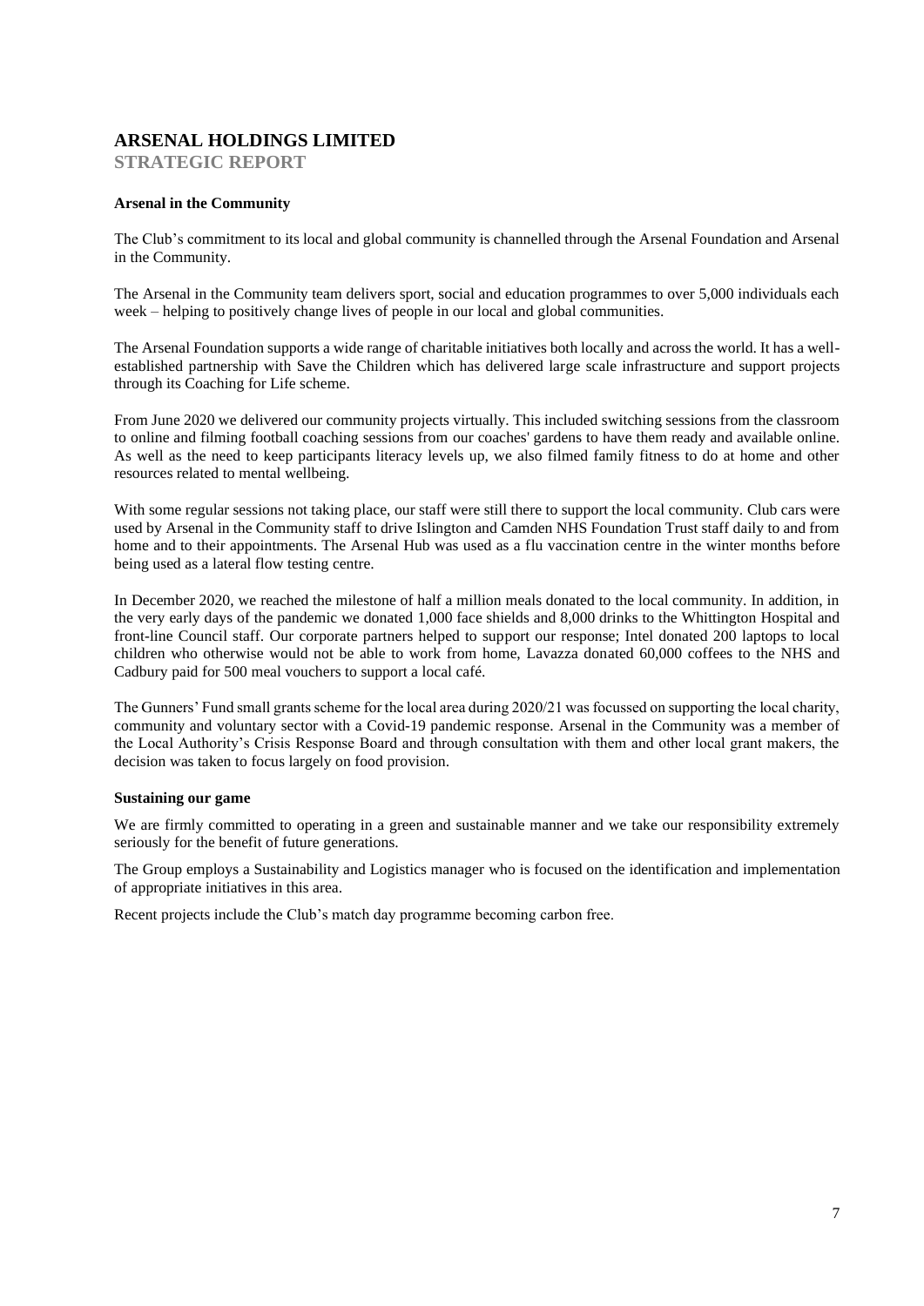# ARSENAL HOLDINGS LIMITED

## STRATEGIC REPORT

**Arsenal in the Community**

The Club's commitment to its local and global community is channelled through the Arsenal Foundation and Arsenal in the Community.

The Arsenal in the Community team delivers sport, social and education programmes to over 5,000 individuals each week – helping to positively change lives of people in our local and global communities.

The Arsenal Foundation supports a wide range of charitable initiatives both locally and across the world. It has a well-established partnership with Save the Children which has delivered large scale infrastructure and support projects through its Coaching for Life scheme.

From June 2020 we delivered our community projects virtually. This included switching sessions from the classroom to online and filming football coaching sessions from our coaches' gardens to have them ready and available online. As well as the need to keep participants literacy levels up, we also filmed family fitness to do at home and other resources related to mental wellbeing.

With some regular sessions not taking place, our staff were still there to support the local community. Club cars were used by Arsenal in the Community staff to drive Islington and Camden NHS Foundation Trust staff daily to and from home and to their appointments. The Arsenal Hub was used as a flu vaccination centre in the winter months before being used as a lateral flow testing centre.

In December 2020, we reached the milestone of half a million meals donated to the local community. In addition, in the very early days of the pandemic we donated 1,000 face shields and 8,000 drinks to the Whittington Hospital and front-line Council staff. Our corporate partners helped to support our response; Intel donated 200 laptops to local children who otherwise would not be able to work from home, Lavazza donated 60,000 coffees to the NHS and Cadbury paid for 500 meal vouchers to support a local café.

The Gunners' Fund small grants scheme for the local area during 2020/21 was focussed on supporting the local charity, community and voluntary sector with a Covid-19 pandemic response. Arsenal in the Community was a member of the Local Authority's Crisis Response Board and through consultation with them and other local grant makers, the decision was taken to focus largely on food provision.

**Sustaining our game**

We are firmly committed to operating in a green and sustainable manner and we take our responsibility extremely seriously for the benefit of future generations.

The Group employs a Sustainability and Logistics manager who is focused on the identification and implementation of appropriate initiatives in this area.

Recent projects include the Club's match day programme becoming carbon free.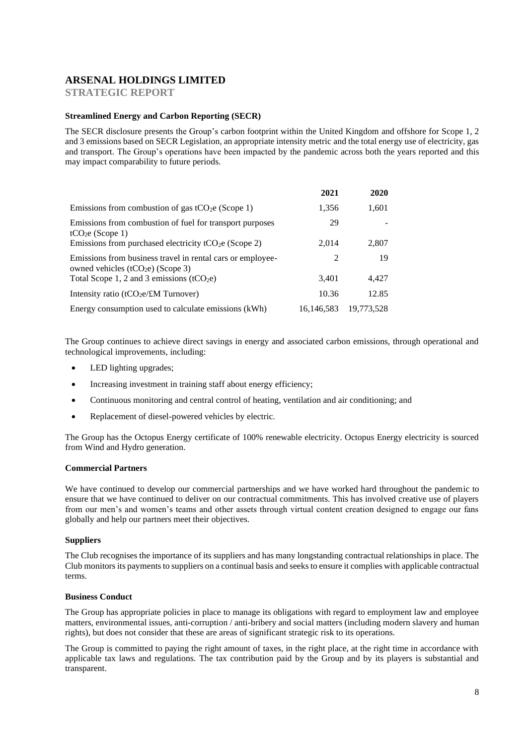# ARSENAL HOLDINGS LIMITED

## STRATEGIC REPORT

### Streamlined Energy and Carbon Reporting (SECR)

The SECR disclosure presents the Group's carbon footprint within the United Kingdom and offshore for Scope 1, 2 and 3 emissions based on SECR Legislation, an appropriate intensity metric and the total energy use of electricity, gas and transport. The Group's operations have been impacted by the pandemic across both the years reported and this may impact comparability to future periods.

| | 2021 | 2020 |
|---|---|---|
| Emissions from combustion of gas $tCO_2e$ (Scope 1) | 1,356 | 1,601 |
| Emissions from combustion of fuel for transport purposes $tCO_2e$ (Scope 1) | 29 | - |
| Emissions from purchased electricity $tCO_2e$ (Scope 2) | 2,014 | 2,807 |
| Emissions from business travel in rental cars or employee-owned vehicles ($tCO_2e$) (Scope 3) | 2 | 19 |
| Total Scope 1, 2 and 3 emissions ($tCO_2e$) | 3,401 | 4,427 |
| Intensity ratio ($tCO_2e$/£M Turnover) | 10.36 | 12.85 |
| Energy consumption used to calculate emissions (kWh) | 16,146,583 | 19,773,528 |

The Group continues to achieve direct savings in energy and associated carbon emissions, through operational and technological improvements, including:

- LED lighting upgrades;
- Increasing investment in training staff about energy efficiency;
- Continuous monitoring and central control of heating, ventilation and air conditioning; and
- Replacement of diesel-powered vehicles by electric.

The Group has the Octopus Energy certificate of 100% renewable electricity. Octopus Energy electricity is sourced from Wind and Hydro generation.

### Commercial Partners

We have continued to develop our commercial partnerships and we have worked hard throughout the pandemic to ensure that we have continued to deliver on our contractual commitments. This has involved creative use of players from our men's and women's teams and other assets through virtual content creation designed to engage our fans globally and help our partners meet their objectives.

### Suppliers

The Club recognises the importance of its suppliers and has many longstanding contractual relationships in place. The Club monitors its payments to suppliers on a continual basis and seeks to ensure it complies with applicable contractual terms.

### Business Conduct

The Group has appropriate policies in place to manage its obligations with regard to employment law and employee matters, environmental issues, anti-corruption / anti-bribery and social matters (including modern slavery and human rights), but does not consider that these are areas of significant strategic risk to its operations.

The Group is committed to paying the right amount of taxes, in the right place, at the right time in accordance with applicable tax laws and regulations. The tax contribution paid by the Group and by its players is substantial and transparent.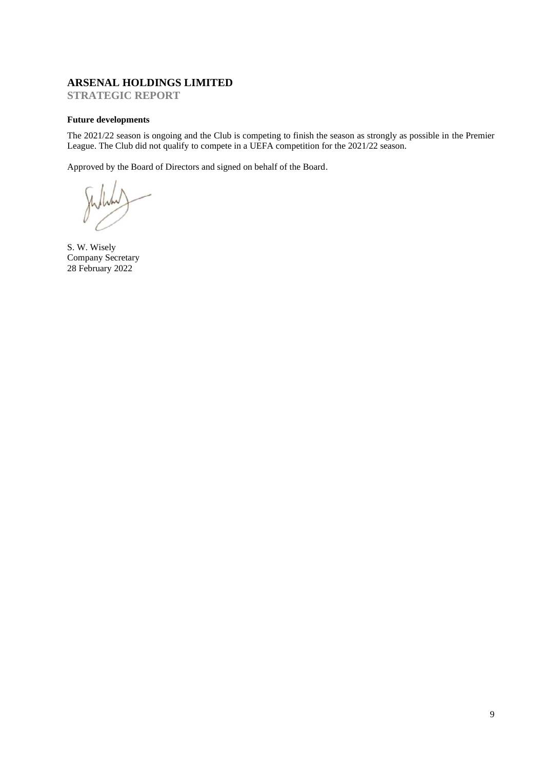# ARSENAL HOLDINGS LIMITED

## STRATEGIC REPORT

**Future developments**

The 2021/22 season is ongoing and the Club is competing to finish the season as strongly as possible in the Premier League. The Club did not qualify to compete in a UEFA competition for the 2021/22 season.

Approved by the Board of Directors and signed on behalf of the Board.

S. W. Wisely
Company Secretary
28 February 2022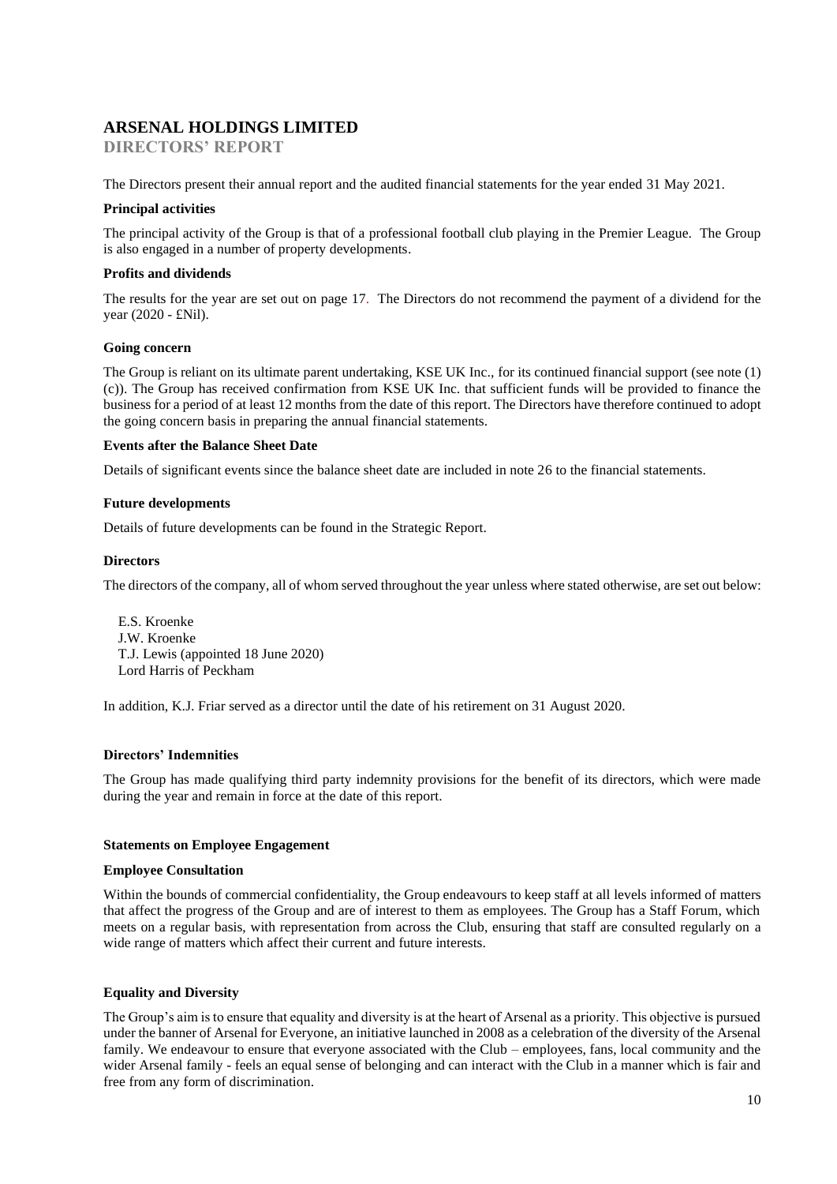# ARSENAL HOLDINGS LIMITED

## DIRECTORS' REPORT

The Directors present their annual report and the audited financial statements for the year ended 31 May 2021.

### Principal activities

The principal activity of the Group is that of a professional football club playing in the Premier League. The Group is also engaged in a number of property developments.

### Profits and dividends

The results for the year are set out on page 17. The Directors do not recommend the payment of a dividend for the year (2020 - £Nil).

### Going concern

The Group is reliant on its ultimate parent undertaking, KSE UK Inc., for its continued financial support (see note (1) (c)). The Group has received confirmation from KSE UK Inc. that sufficient funds will be provided to finance the business for a period of at least 12 months from the date of this report. The Directors have therefore continued to adopt the going concern basis in preparing the annual financial statements.

### Events after the Balance Sheet Date

Details of significant events since the balance sheet date are included in note 26 to the financial statements.

### Future developments

Details of future developments can be found in the Strategic Report.

### Directors

The directors of the company, all of whom served throughout the year unless where stated otherwise, are set out below:

E.S. Kroenke
J.W. Kroenke
T.J. Lewis (appointed 18 June 2020)
Lord Harris of Peckham

In addition, K.J. Friar served as a director until the date of his retirement on 31 August 2020.

### Directors' Indemnities

The Group has made qualifying third party indemnity provisions for the benefit of its directors, which were made during the year and remain in force at the date of this report.

### Statements on Employee Engagement

### Employee Consultation

Within the bounds of commercial confidentiality, the Group endeavours to keep staff at all levels informed of matters that affect the progress of the Group and are of interest to them as employees. The Group has a Staff Forum, which meets on a regular basis, with representation from across the Club, ensuring that staff are consulted regularly on a wide range of matters which affect their current and future interests.

### Equality and Diversity

The Group's aim is to ensure that equality and diversity is at the heart of Arsenal as a priority. This objective is pursued under the banner of Arsenal for Everyone, an initiative launched in 2008 as a celebration of the diversity of the Arsenal family. We endeavour to ensure that everyone associated with the Club – employees, fans, local community and the wider Arsenal family - feels an equal sense of belonging and can interact with the Club in a manner which is fair and free from any form of discrimination.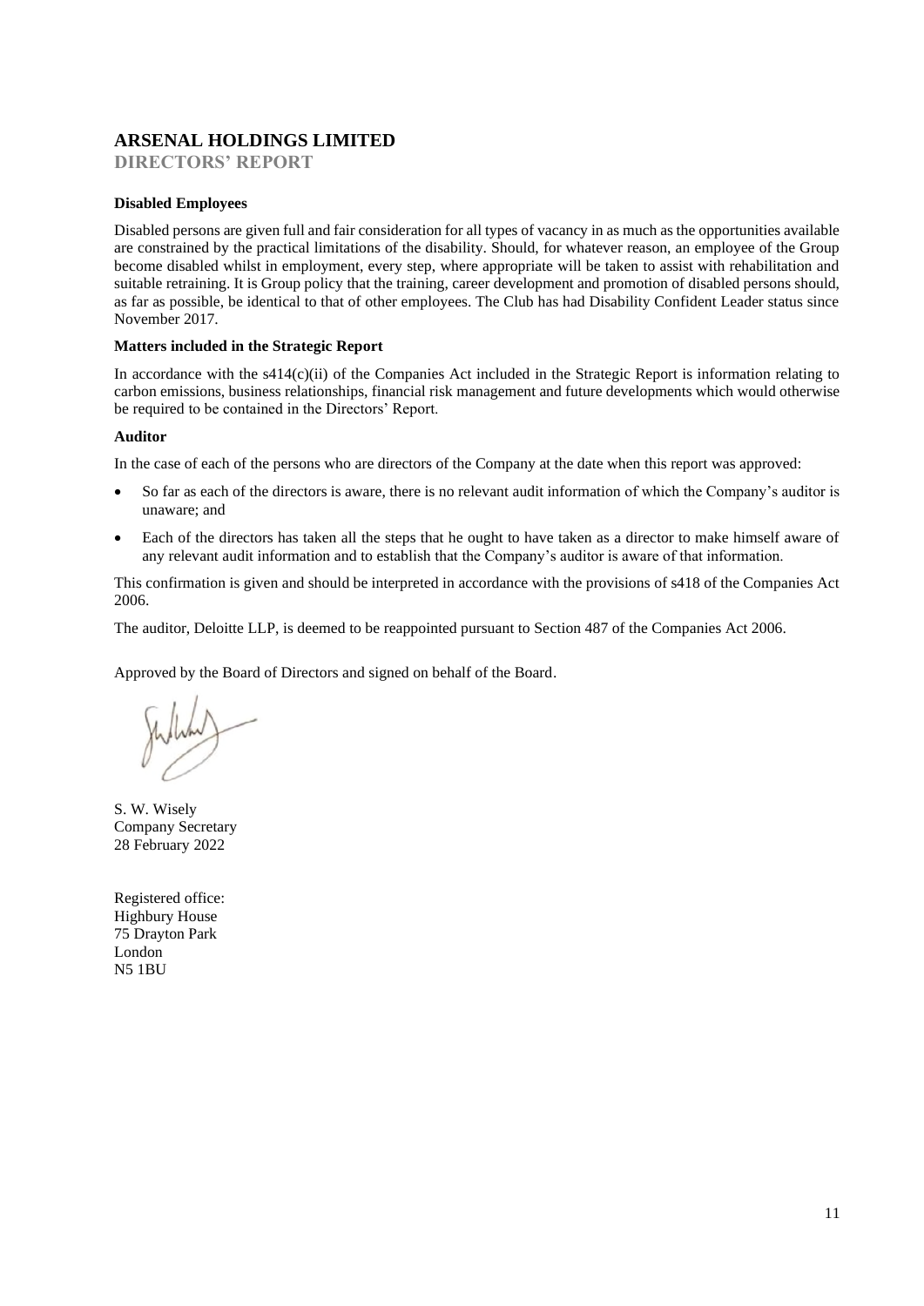# ARSENAL HOLDINGS LIMITED

## DIRECTORS' REPORT

**Disabled Employees**

Disabled persons are given full and fair consideration for all types of vacancy in as much as the opportunities available are constrained by the practical limitations of the disability. Should, for whatever reason, an employee of the Group become disabled whilst in employment, every step, where appropriate will be taken to assist with rehabilitation and suitable retraining. It is Group policy that the training, career development and promotion of disabled persons should, as far as possible, be identical to that of other employees. The Club has had Disability Confident Leader status since November 2017.

**Matters included in the Strategic Report**

In accordance with the s414(c)(ii) of the Companies Act included in the Strategic Report is information relating to carbon emissions, business relationships, financial risk management and future developments which would otherwise be required to be contained in the Directors' Report.

**Auditor**

In the case of each of the persons who are directors of the Company at the date when this report was approved:

- So far as each of the directors is aware, there is no relevant audit information of which the Company's auditor is unaware; and
- Each of the directors has taken all the steps that he ought to have taken as a director to make himself aware of any relevant audit information and to establish that the Company's auditor is aware of that information.

This confirmation is given and should be interpreted in accordance with the provisions of s418 of the Companies Act 2006.

The auditor, Deloitte LLP, is deemed to be reappointed pursuant to Section 487 of the Companies Act 2006.

Approved by the Board of Directors and signed on behalf of the Board.

S. W. Wisely
Company Secretary
28 February 2022

Registered office:
Highbury House
75 Drayton Park
London
N5 1BU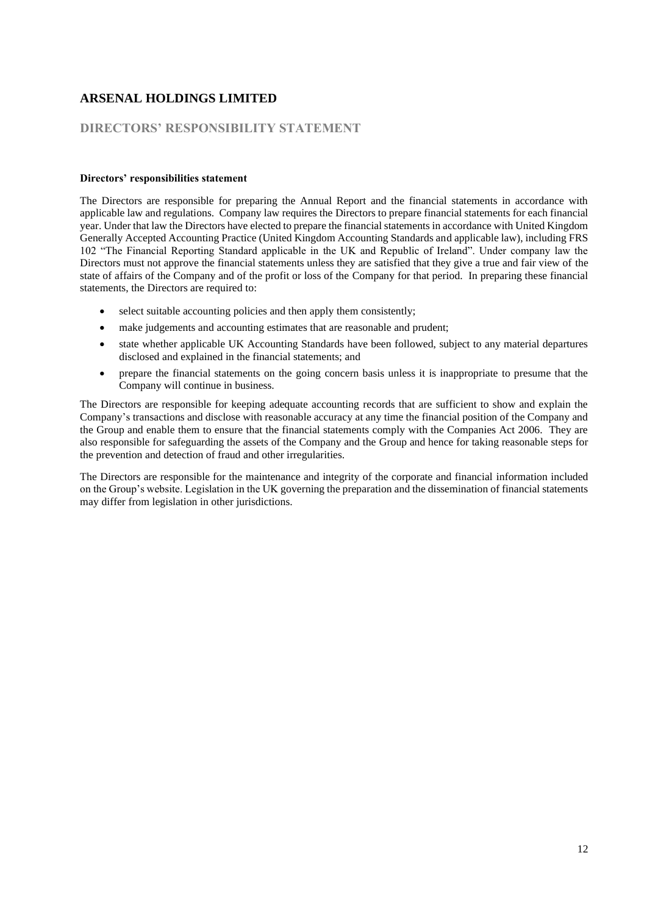# ARSENAL HOLDINGS LIMITED

## DIRECTORS' RESPONSIBILITY STATEMENT

**Directors' responsibilities statement**

The Directors are responsible for preparing the Annual Report and the financial statements in accordance with applicable law and regulations. Company law requires the Directors to prepare financial statements for each financial year. Under that law the Directors have elected to prepare the financial statements in accordance with United Kingdom Generally Accepted Accounting Practice (United Kingdom Accounting Standards and applicable law), including FRS 102 "The Financial Reporting Standard applicable in the UK and Republic of Ireland". Under company law the Directors must not approve the financial statements unless they are satisfied that they give a true and fair view of the state of affairs of the Company and of the profit or loss of the Company for that period. In preparing these financial statements, the Directors are required to:

- select suitable accounting policies and then apply them consistently;
- make judgements and accounting estimates that are reasonable and prudent;
- state whether applicable UK Accounting Standards have been followed, subject to any material departures disclosed and explained in the financial statements; and
- prepare the financial statements on the going concern basis unless it is inappropriate to presume that the Company will continue in business.

The Directors are responsible for keeping adequate accounting records that are sufficient to show and explain the Company's transactions and disclose with reasonable accuracy at any time the financial position of the Company and the Group and enable them to ensure that the financial statements comply with the Companies Act 2006. They are also responsible for safeguarding the assets of the Company and the Group and hence for taking reasonable steps for the prevention and detection of fraud and other irregularities.

The Directors are responsible for the maintenance and integrity of the corporate and financial information included on the Group's website. Legislation in the UK governing the preparation and the dissemination of financial statements may differ from legislation in other jurisdictions.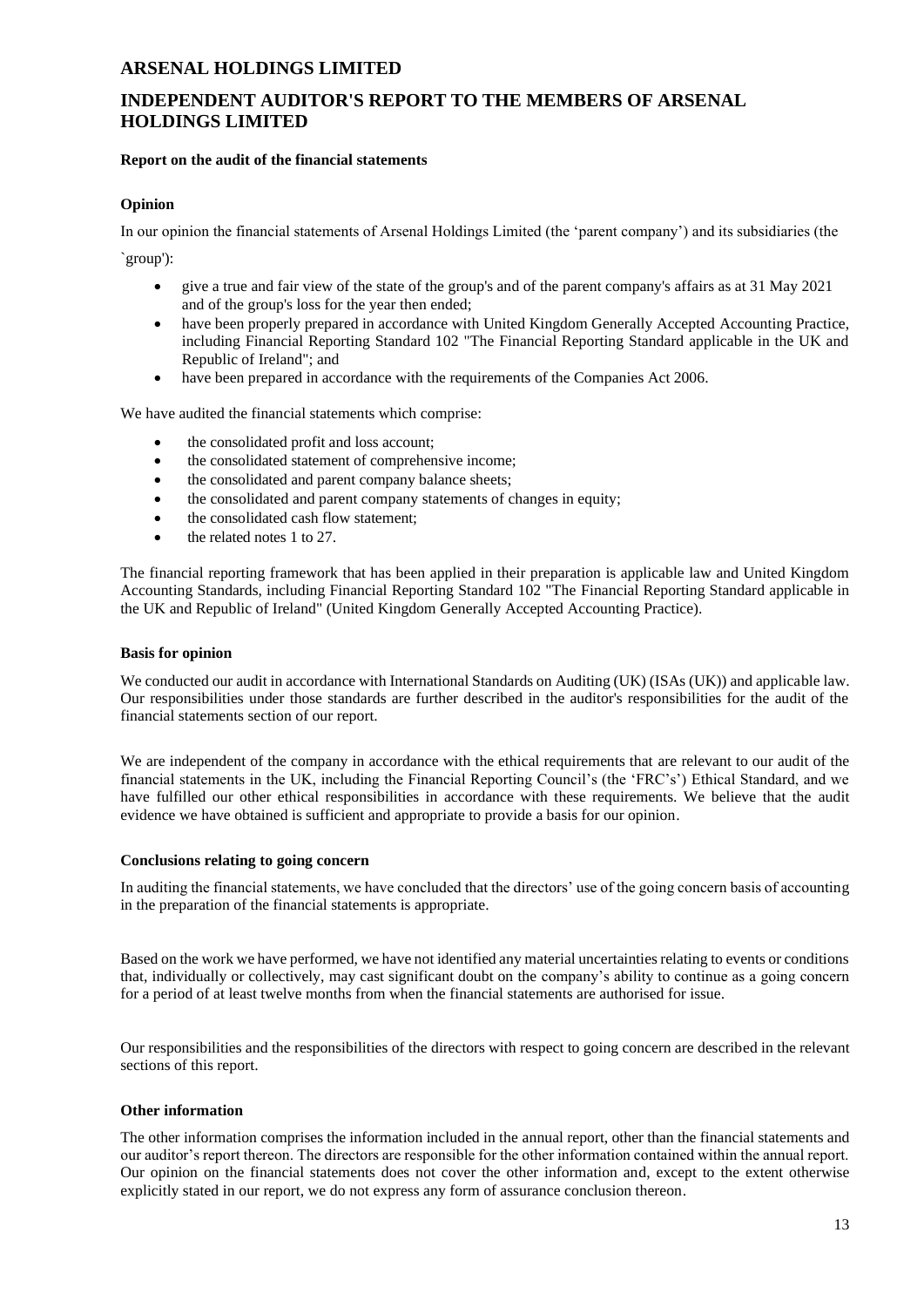# ARSENAL HOLDINGS LIMITED

## INDEPENDENT AUDITOR'S REPORT TO THE MEMBERS OF ARSENAL HOLDINGS LIMITED

**Report on the audit of the financial statements**

**Opinion**

In our opinion the financial statements of Arsenal Holdings Limited (the 'parent company') and its subsidiaries (the `group'):

- give a true and fair view of the state of the group's and of the parent company's affairs as at 31 May 2021 and of the group's loss for the year then ended;
- have been properly prepared in accordance with United Kingdom Generally Accepted Accounting Practice, including Financial Reporting Standard 102 "The Financial Reporting Standard applicable in the UK and Republic of Ireland"; and
- have been prepared in accordance with the requirements of the Companies Act 2006.

We have audited the financial statements which comprise:

- the consolidated profit and loss account;
- the consolidated statement of comprehensive income;
- the consolidated and parent company balance sheets;
- the consolidated and parent company statements of changes in equity;
- the consolidated cash flow statement;
- the related notes 1 to 27.

The financial reporting framework that has been applied in their preparation is applicable law and United Kingdom Accounting Standards, including Financial Reporting Standard 102 "The Financial Reporting Standard applicable in the UK and Republic of Ireland" (United Kingdom Generally Accepted Accounting Practice).

**Basis for opinion**

We conducted our audit in accordance with International Standards on Auditing (UK) (ISAs (UK)) and applicable law. Our responsibilities under those standards are further described in the auditor's responsibilities for the audit of the financial statements section of our report.

We are independent of the company in accordance with the ethical requirements that are relevant to our audit of the financial statements in the UK, including the Financial Reporting Council's (the 'FRC's') Ethical Standard, and we have fulfilled our other ethical responsibilities in accordance with these requirements. We believe that the audit evidence we have obtained is sufficient and appropriate to provide a basis for our opinion.

**Conclusions relating to going concern**

In auditing the financial statements, we have concluded that the directors' use of the going concern basis of accounting in the preparation of the financial statements is appropriate.

Based on the work we have performed, we have not identified any material uncertainties relating to events or conditions that, individually or collectively, may cast significant doubt on the company's ability to continue as a going concern for a period of at least twelve months from when the financial statements are authorised for issue.

Our responsibilities and the responsibilities of the directors with respect to going concern are described in the relevant sections of this report.

**Other information**

The other information comprises the information included in the annual report, other than the financial statements and our auditor's report thereon. The directors are responsible for the other information contained within the annual report. Our opinion on the financial statements does not cover the other information and, except to the extent otherwise explicitly stated in our report, we do not express any form of assurance conclusion thereon.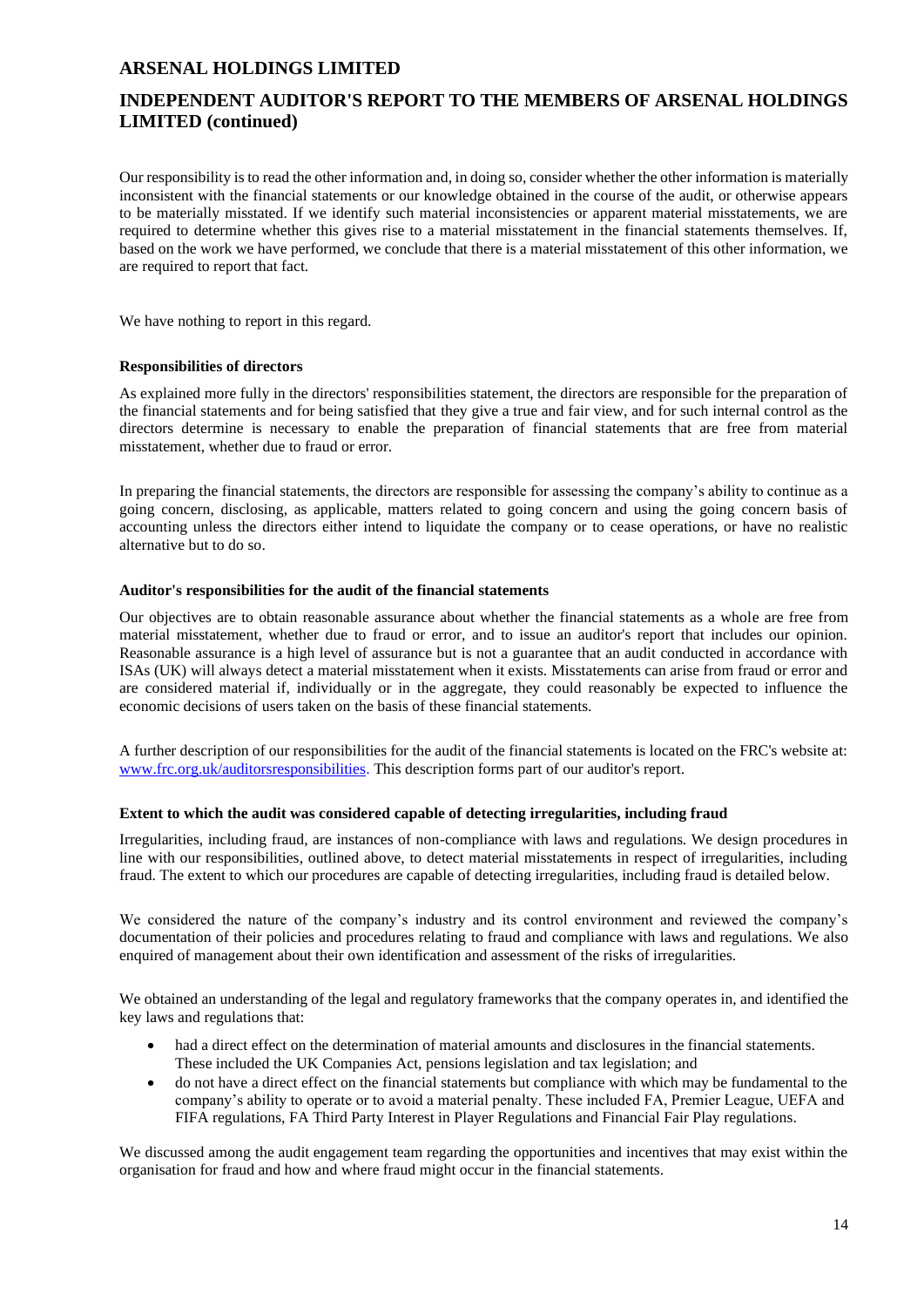Our responsibility is to read the other information and, in doing so, consider whether the other information is materially inconsistent with the financial statements or our knowledge obtained in the course of the audit, or otherwise appears to be materially misstated. If we identify such material inconsistencies or apparent material misstatements, we are required to determine whether this gives rise to a material misstatement in the financial statements themselves. If, based on the work we have performed, we conclude that there is a material misstatement of this other information, we are required to report that fact.

We have nothing to report in this regard.

**Responsibilities of directors**

As explained more fully in the directors' responsibilities statement, the directors are responsible for the preparation of the financial statements and for being satisfied that they give a true and fair view, and for such internal control as the directors determine is necessary to enable the preparation of financial statements that are free from material misstatement, whether due to fraud or error.

In preparing the financial statements, the directors are responsible for assessing the company's ability to continue as a going concern, disclosing, as applicable, matters related to going concern and using the going concern basis of accounting unless the directors either intend to liquidate the company or to cease operations, or have no realistic alternative but to do so.

**Auditor's responsibilities for the audit of the financial statements**

Our objectives are to obtain reasonable assurance about whether the financial statements as a whole are free from material misstatement, whether due to fraud or error, and to issue an auditor's report that includes our opinion. Reasonable assurance is a high level of assurance but is not a guarantee that an audit conducted in accordance with ISAs (UK) will always detect a material misstatement when it exists. Misstatements can arise from fraud or error and are considered material if, individually or in the aggregate, they could reasonably be expected to influence the economic decisions of users taken on the basis of these financial statements.

A further description of our responsibilities for the audit of the financial statements is located on the FRC's website at: www.frc.org.uk/auditorsresponsibilities. This description forms part of our auditor's report.

**Extent to which the audit was considered capable of detecting irregularities, including fraud**

Irregularities, including fraud, are instances of non-compliance with laws and regulations. We design procedures in line with our responsibilities, outlined above, to detect material misstatements in respect of irregularities, including fraud. The extent to which our procedures are capable of detecting irregularities, including fraud is detailed below.

We considered the nature of the company's industry and its control environment and reviewed the company's documentation of their policies and procedures relating to fraud and compliance with laws and regulations. We also enquired of management about their own identification and assessment of the risks of irregularities.

We obtained an understanding of the legal and regulatory frameworks that the company operates in, and identified the key laws and regulations that:

- had a direct effect on the determination of material amounts and disclosures in the financial statements. These included the UK Companies Act, pensions legislation and tax legislation; and
- do not have a direct effect on the financial statements but compliance with which may be fundamental to the company's ability to operate or to avoid a material penalty. These included FA, Premier League, UEFA and FIFA regulations, FA Third Party Interest in Player Regulations and Financial Fair Play regulations.

We discussed among the audit engagement team regarding the opportunities and incentives that may exist within the organisation for fraud and how and where fraud might occur in the financial statements.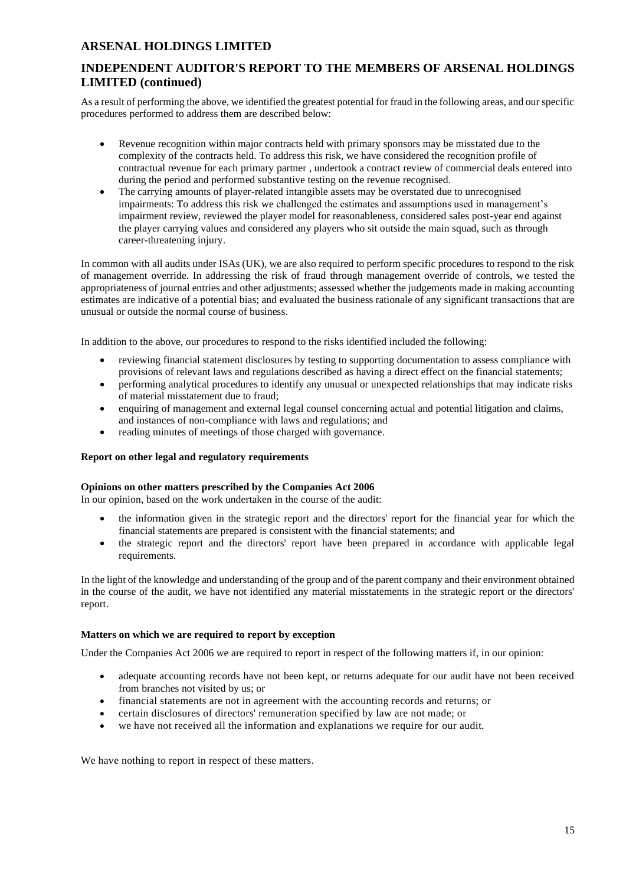As a result of performing the above, we identified the greatest potential for fraud in the following areas, and our specific procedures performed to address them are described below:

- Revenue recognition within major contracts held with primary sponsors may be misstated due to the complexity of the contracts held. To address this risk, we have considered the recognition profile of contractual revenue for each primary partner , undertook a contract review of commercial deals entered into during the period and performed substantive testing on the revenue recognised.
- The carrying amounts of player-related intangible assets may be overstated due to unrecognised impairments: To address this risk we challenged the estimates and assumptions used in management's impairment review, reviewed the player model for reasonableness, considered sales post-year end against the player carrying values and considered any players who sit outside the main squad, such as through career-threatening injury.

In common with all audits under ISAs (UK), we are also required to perform specific procedures to respond to the risk of management override. In addressing the risk of fraud through management override of controls, we tested the appropriateness of journal entries and other adjustments; assessed whether the judgements made in making accounting estimates are indicative of a potential bias; and evaluated the business rationale of any significant transactions that are unusual or outside the normal course of business.

In addition to the above, our procedures to respond to the risks identified included the following:

- reviewing financial statement disclosures by testing to supporting documentation to assess compliance with provisions of relevant laws and regulations described as having a direct effect on the financial statements;
- performing analytical procedures to identify any unusual or unexpected relationships that may indicate risks of material misstatement due to fraud;
- enquiring of management and external legal counsel concerning actual and potential litigation and claims, and instances of non-compliance with laws and regulations; and
- reading minutes of meetings of those charged with governance.

**Report on other legal and regulatory requirements**

**Opinions on other matters prescribed by the Companies Act 2006**

In our opinion, based on the work undertaken in the course of the audit:

- the information given in the strategic report and the directors' report for the financial year for which the financial statements are prepared is consistent with the financial statements; and
- the strategic report and the directors' report have been prepared in accordance with applicable legal requirements.

In the light of the knowledge and understanding of the group and of the parent company and their environment obtained in the course of the audit, we have not identified any material misstatements in the strategic report or the directors' report.

**Matters on which we are required to report by exception**

Under the Companies Act 2006 we are required to report in respect of the following matters if, in our opinion:

- adequate accounting records have not been kept, or returns adequate for our audit have not been received from branches not visited by us; or
- financial statements are not in agreement with the accounting records and returns; or
- certain disclosures of directors' remuneration specified by law are not made; or
- we have not received all the information and explanations we require for our audit.

We have nothing to report in respect of these matters.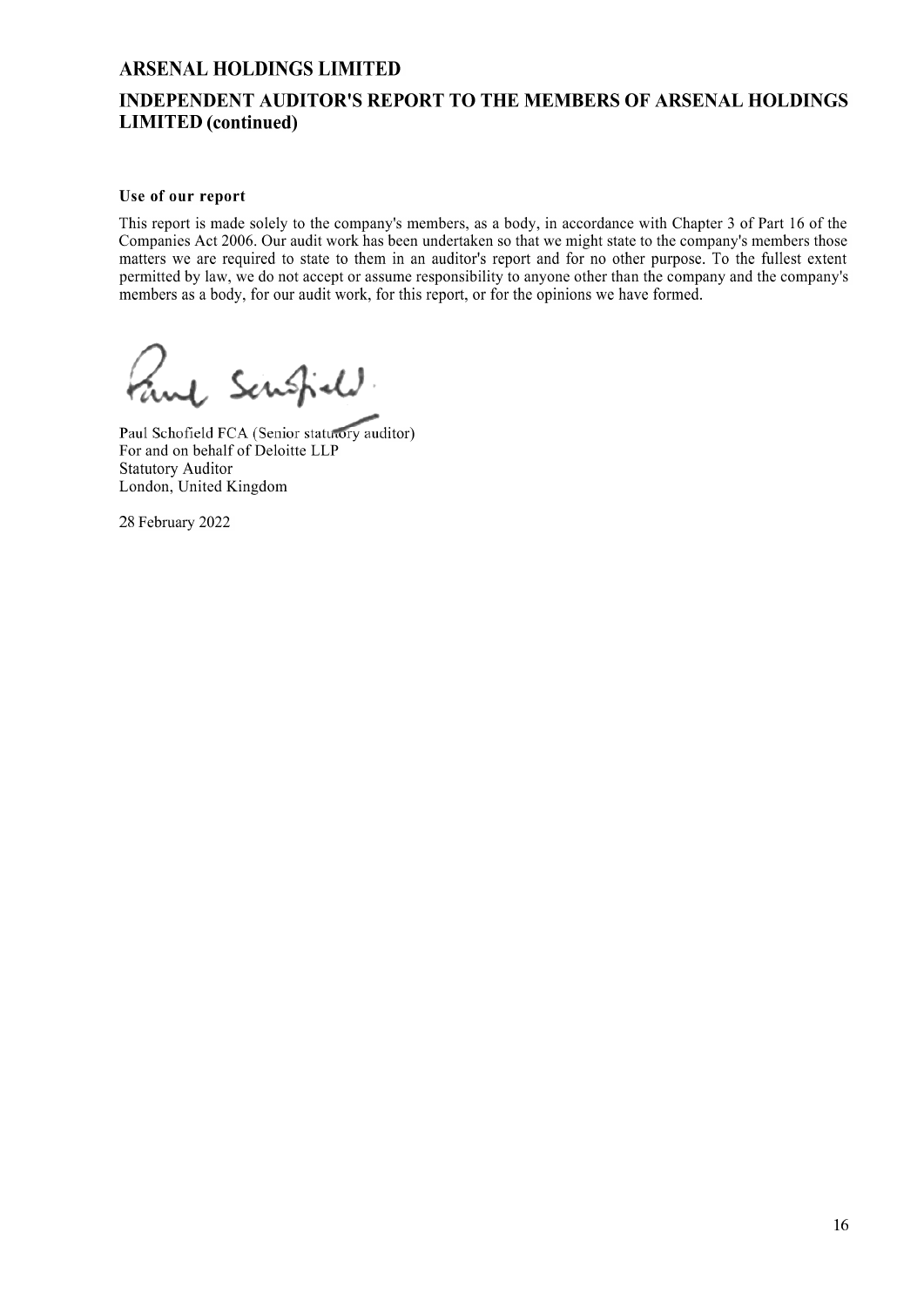# ARSENAL HOLDINGS LIMITED

## INDEPENDENT AUDITOR'S REPORT TO THE MEMBERS OF ARSENAL HOLDINGS LIMITED (continued)

### Use of our report

This report is made solely to the company's members, as a body, in accordance with Chapter 3 of Part 16 of the Companies Act 2006. Our audit work has been undertaken so that we might state to the company's members those matters we are required to state to them in an auditor's report and for no other purpose. To the fullest extent permitted by law, we do not accept or assume responsibility to anyone other than the company and the company's members as a body, for our audit work, for this report, or for the opinions we have formed.

Paul Schofield FCA (Senior statutory auditor)
For and on behalf of Deloitte LLP
Statutory Auditor
London, United Kingdom

28 February 2022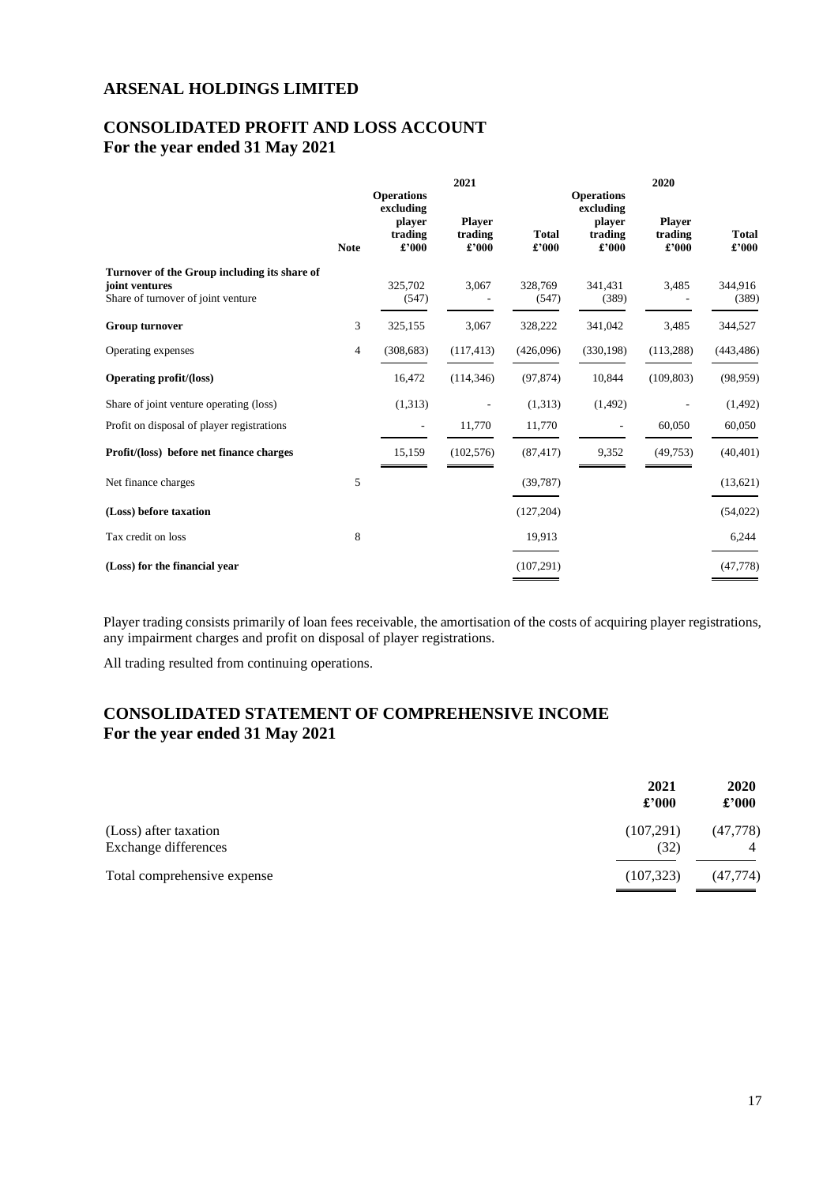# ARSENAL HOLDINGS LIMITED

## CONSOLIDATED PROFIT AND LOSS ACCOUNT
## For the year ended 31 May 2021

| | Note | 2021 Operations excluding player trading £'000 | 2021 Player trading £'000 | 2021 Total £'000 | 2020 Operations excluding player trading £'000 | 2020 Player trading £'000 | 2020 Total £'000 |
|---|---|---|---|---|---|---|---|
| **Turnover of the Group including its share of joint ventures** | | 325,702 | 3,067 | 328,769 | 341,431 | 3,485 | 344,916 |
| Share of turnover of joint venture | | (547) | - | (547) | (389) | - | (389) |
| **Group turnover** | 3 | 325,155 | 3,067 | 328,222 | 341,042 | 3,485 | 344,527 |
| Operating expenses | 4 | (308,683) | (117,413) | (426,096) | (330,198) | (113,288) | (443,486) |
| **Operating profit/(loss)** | | 16,472 | (114,346) | (97,874) | 10,844 | (109,803) | (98,959) |
| Share of joint venture operating (loss) | | (1,313) | - | (1,313) | (1,492) | - | (1,492) |
| Profit on disposal of player registrations | | - | 11,770 | 11,770 | - | 60,050 | 60,050 |
| **Profit/(loss) before net finance charges** | | 15,159 | (102,576) | (87,417) | 9,352 | (49,753) | (40,401) |
| Net finance charges | 5 | | | (39,787) | | | (13,621) |
| **(Loss) before taxation** | | | | (127,204) | | | (54,022) |
| Tax credit on loss | 8 | | | 19,913 | | | 6,244 |
| **(Loss) for the financial year** | | | | (107,291) | | | (47,778) |

Player trading consists primarily of loan fees receivable, the amortisation of the costs of acquiring player registrations, any impairment charges and profit on disposal of player registrations.

All trading resulted from continuing operations.

## CONSOLIDATED STATEMENT OF COMPREHENSIVE INCOME
## For the year ended 31 May 2021

| | 2021 £'000 | 2020 £'000 |
|---|---|---|
| (Loss) after taxation | (107,291) | (47,778) |
| Exchange differences | (32) | 4 |
| Total comprehensive expense | (107,323) | (47,774) |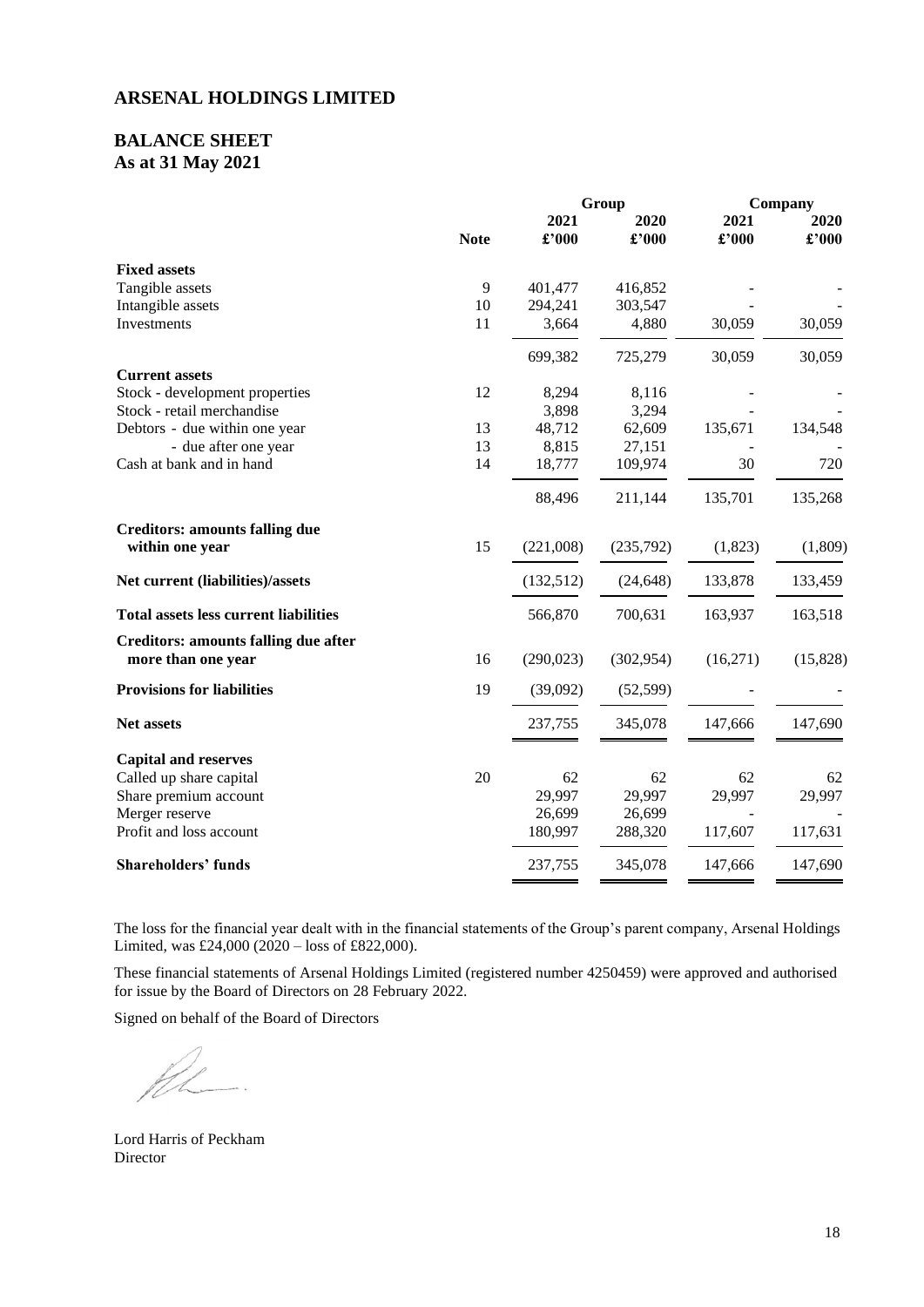# ARSENAL HOLDINGS LIMITED

## BALANCE SHEET
**As at 31 May 2021**

| | | Group | | Company | |
|---|---|---|---|---|---|
| | **Note** | **2021 £'000** | **2020 £'000** | **2021 £'000** | **2020 £'000** |
| **Fixed assets** | | | | | |
| Tangible assets | 9 | 401,477 | 416,852 | - | - |
| Intangible assets | 10 | 294,241 | 303,547 | - | - |
| Investments | 11 | 3,664 | 4,880 | 30,059 | 30,059 |
| | | 699,382 | 725,279 | 30,059 | 30,059 |
| **Current assets** | | | | | |
| Stock - development properties | 12 | 8,294 | 8,116 | - | - |
| Stock - retail merchandise | | 3,898 | 3,294 | - | - |
| Debtors - due within one year | 13 | 48,712 | 62,609 | 135,671 | 134,548 |
| - due after one year | 13 | 8,815 | 27,151 | - | - |
| Cash at bank and in hand | 14 | 18,777 | 109,974 | 30 | 720 |
| | | 88,496 | 211,144 | 135,701 | 135,268 |
| **Creditors: amounts falling due within one year** | 15 | (221,008) | (235,792) | (1,823) | (1,809) |
| **Net current (liabilities)/assets** | | (132,512) | (24,648) | 133,878 | 133,459 |
| **Total assets less current liabilities** | | 566,870 | 700,631 | 163,937 | 163,518 |
| **Creditors: amounts falling due after more than one year** | 16 | (290,023) | (302,954) | (16,271) | (15,828) |
| **Provisions for liabilities** | 19 | (39,092) | (52,599) | - | - |
| **Net assets** | | 237,755 | 345,078 | 147,666 | 147,690 |
| **Capital and reserves** | | | | | |
| Called up share capital | 20 | 62 | 62 | 62 | 62 |
| Share premium account | | 29,997 | 29,997 | 29,997 | 29,997 |
| Merger reserve | | 26,699 | 26,699 | - | - |
| Profit and loss account | | 180,997 | 288,320 | 117,607 | 117,631 |
| **Shareholders' funds** | | 237,755 | 345,078 | 147,666 | 147,690 |

The loss for the financial year dealt with in the financial statements of the Group's parent company, Arsenal Holdings Limited, was £24,000 (2020 – loss of £822,000).

These financial statements of Arsenal Holdings Limited (registered number 4250459) were approved and authorised for issue by the Board of Directors on 28 February 2022.

Signed on behalf of the Board of Directors

Lord Harris of Peckham
Director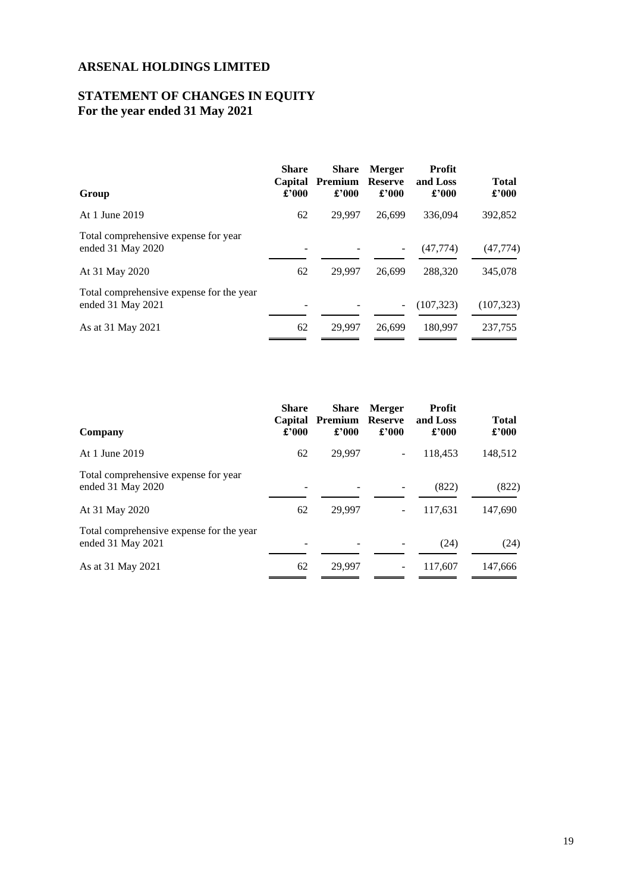# ARSENAL HOLDINGS LIMITED

## STATEMENT OF CHANGES IN EQUITY
## For the year ended 31 May 2021

| Group | Share Capital £'000 | Share Premium £'000 | Merger Reserve £'000 | Profit and Loss £'000 | Total £'000 |
|---|---|---|---|---|---|
| At 1 June 2019 | 62 | 29,997 | 26,699 | 336,094 | 392,852 |
| Total comprehensive expense for year ended 31 May 2020 | - | - | - | (47,774) | (47,774) |
| At 31 May 2020 | 62 | 29,997 | 26,699 | 288,320 | 345,078 |
| Total comprehensive expense for the year ended 31 May 2021 | - | - | - | (107,323) | (107,323) |
| As at 31 May 2021 | 62 | 29,997 | 26,699 | 180,997 | 237,755 |

| Company | Share Capital £'000 | Share Premium £'000 | Merger Reserve £'000 | Profit and Loss £'000 | Total £'000 |
|---|---|---|---|---|---|
| At 1 June 2019 | 62 | 29,997 | - | 118,453 | 148,512 |
| Total comprehensive expense for year ended 31 May 2020 | - | - | - | (822) | (822) |
| At 31 May 2020 | 62 | 29,997 | - | 117,631 | 147,690 |
| Total comprehensive expense for the year ended 31 May 2021 | - | - | - | (24) | (24) |
| As at 31 May 2021 | 62 | 29,997 | - | 117,607 | 147,666 |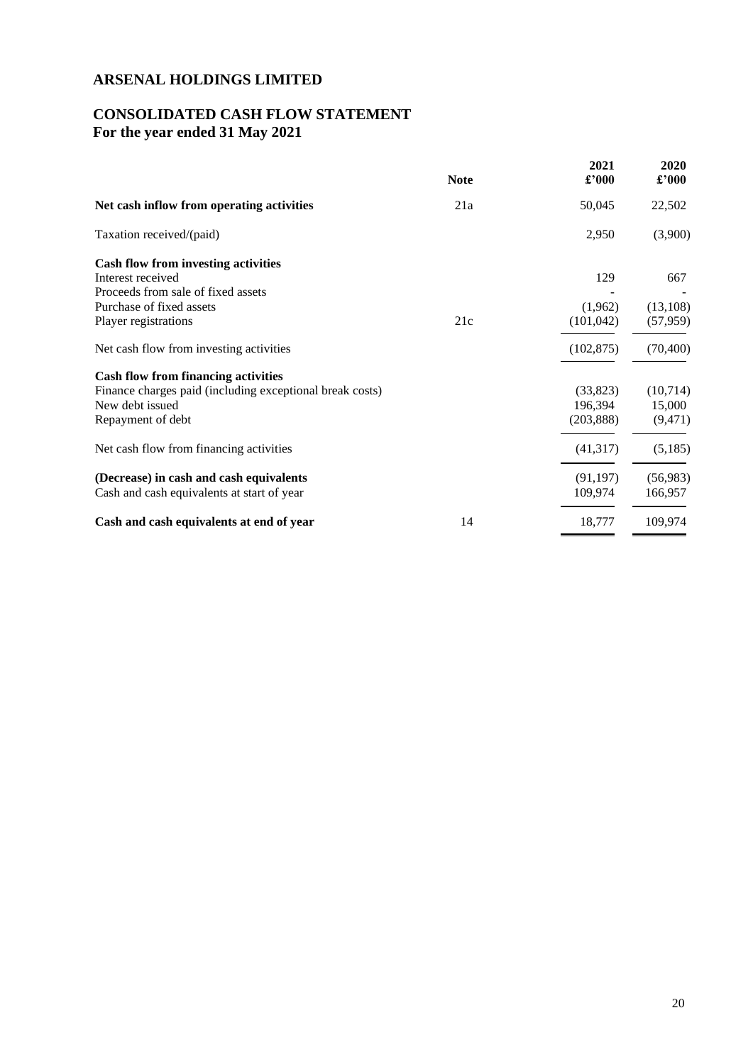# ARSENAL HOLDINGS LIMITED

## CONSOLIDATED CASH FLOW STATEMENT
## For the year ended 31 May 2021

| | Note | 2021<br>£'000 | 2020<br>£'000 |
|---|---|---|---|
| **Net cash inflow from operating activities** | 21a | 50,045 | 22,502 |
| Taxation received/(paid) | | 2,950 | (3,900) |
| **Cash flow from investing activities** | | | |
| Interest received | | 129 | 667 |
| Proceeds from sale of fixed assets | | - | - |
| Purchase of fixed assets | | (1,962) | (13,108) |
| Player registrations | 21c | (101,042) | (57,959) |
| Net cash flow from investing activities | | (102,875) | (70,400) |
| **Cash flow from financing activities** | | | |
| Finance charges paid (including exceptional break costs) | | (33,823) | (10,714) |
| New debt issued | | 196,394 | 15,000 |
| Repayment of debt | | (203,888) | (9,471) |
| Net cash flow from financing activities | | (41,317) | (5,185) |
| **(Decrease) in cash and cash equivalents** | | (91,197) | (56,983) |
| Cash and cash equivalents at start of year | | 109,974 | 166,957 |
| **Cash and cash equivalents at end of year** | 14 | 18,777 | 109,974 |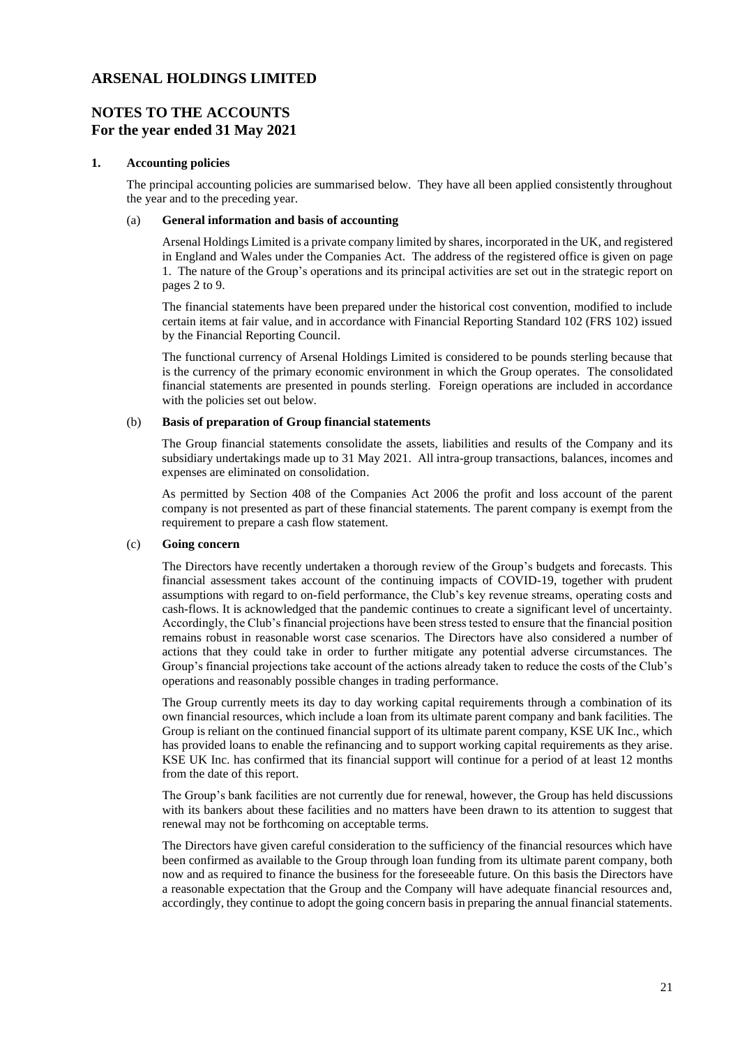# ARSENAL HOLDINGS LIMITED

## NOTES TO THE ACCOUNTS
## For the year ended 31 May 2021

### 1. Accounting policies

The principal accounting policies are summarised below. They have all been applied consistently throughout the year and to the preceding year.

#### (a) General information and basis of accounting

Arsenal Holdings Limited is a private company limited by shares, incorporated in the UK, and registered in England and Wales under the Companies Act. The address of the registered office is given on page 1. The nature of the Group's operations and its principal activities are set out in the strategic report on pages 2 to 9.

The financial statements have been prepared under the historical cost convention, modified to include certain items at fair value, and in accordance with Financial Reporting Standard 102 (FRS 102) issued by the Financial Reporting Council.

The functional currency of Arsenal Holdings Limited is considered to be pounds sterling because that is the currency of the primary economic environment in which the Group operates. The consolidated financial statements are presented in pounds sterling. Foreign operations are included in accordance with the policies set out below.

#### (b) Basis of preparation of Group financial statements

The Group financial statements consolidate the assets, liabilities and results of the Company and its subsidiary undertakings made up to 31 May 2021. All intra-group transactions, balances, incomes and expenses are eliminated on consolidation.

As permitted by Section 408 of the Companies Act 2006 the profit and loss account of the parent company is not presented as part of these financial statements. The parent company is exempt from the requirement to prepare a cash flow statement.

#### (c) Going concern

The Directors have recently undertaken a thorough review of the Group's budgets and forecasts. This financial assessment takes account of the continuing impacts of COVID-19, together with prudent assumptions with regard to on-field performance, the Club's key revenue streams, operating costs and cash-flows. It is acknowledged that the pandemic continues to create a significant level of uncertainty. Accordingly, the Club's financial projections have been stress tested to ensure that the financial position remains robust in reasonable worst case scenarios. The Directors have also considered a number of actions that they could take in order to further mitigate any potential adverse circumstances. The Group's financial projections take account of the actions already taken to reduce the costs of the Club's operations and reasonably possible changes in trading performance.

The Group currently meets its day to day working capital requirements through a combination of its own financial resources, which include a loan from its ultimate parent company and bank facilities. The Group is reliant on the continued financial support of its ultimate parent company, KSE UK Inc., which has provided loans to enable the refinancing and to support working capital requirements as they arise. KSE UK Inc. has confirmed that its financial support will continue for a period of at least 12 months from the date of this report.

The Group's bank facilities are not currently due for renewal, however, the Group has held discussions with its bankers about these facilities and no matters have been drawn to its attention to suggest that renewal may not be forthcoming on acceptable terms.

The Directors have given careful consideration to the sufficiency of the financial resources which have been confirmed as available to the Group through loan funding from its ultimate parent company, both now and as required to finance the business for the foreseeable future. On this basis the Directors have a reasonable expectation that the Group and the Company will have adequate financial resources and, accordingly, they continue to adopt the going concern basis in preparing the annual financial statements.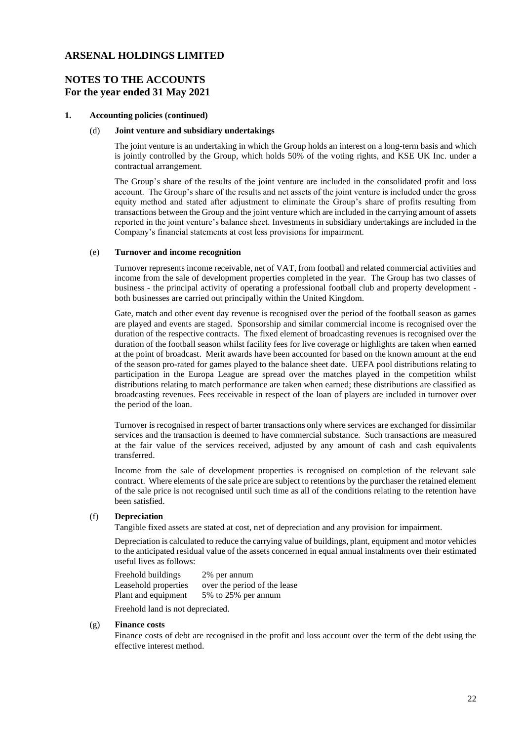## 1. Accounting policies (continued)

### (d) Joint venture and subsidiary undertakings

The joint venture is an undertaking in which the Group holds an interest on a long-term basis and which is jointly controlled by the Group, which holds 50% of the voting rights, and KSE UK Inc. under a contractual arrangement.

The Group's share of the results of the joint venture are included in the consolidated profit and loss account. The Group's share of the results and net assets of the joint venture is included under the gross equity method and stated after adjustment to eliminate the Group's share of profits resulting from transactions between the Group and the joint venture which are included in the carrying amount of assets reported in the joint venture's balance sheet. Investments in subsidiary undertakings are included in the Company's financial statements at cost less provisions for impairment.

### (e) Turnover and income recognition

Turnover represents income receivable, net of VAT, from football and related commercial activities and income from the sale of development properties completed in the year. The Group has two classes of business - the principal activity of operating a professional football club and property development - both businesses are carried out principally within the United Kingdom.

Gate, match and other event day revenue is recognised over the period of the football season as games are played and events are staged. Sponsorship and similar commercial income is recognised over the duration of the respective contracts. The fixed element of broadcasting revenues is recognised over the duration of the football season whilst facility fees for live coverage or highlights are taken when earned at the point of broadcast. Merit awards have been accounted for based on the known amount at the end of the season pro-rated for games played to the balance sheet date. UEFA pool distributions relating to participation in the Europa League are spread over the matches played in the competition whilst distributions relating to match performance are taken when earned; these distributions are classified as broadcasting revenues. Fees receivable in respect of the loan of players are included in turnover over the period of the loan.

Turnover is recognised in respect of barter transactions only where services are exchanged for dissimilar services and the transaction is deemed to have commercial substance. Such transactions are measured at the fair value of the services received, adjusted by any amount of cash and cash equivalents transferred.

Income from the sale of development properties is recognised on completion of the relevant sale contract. Where elements of the sale price are subject to retentions by the purchaser the retained element of the sale price is not recognised until such time as all of the conditions relating to the retention have been satisfied.

### (f) Depreciation

Tangible fixed assets are stated at cost, net of depreciation and any provision for impairment.

Depreciation is calculated to reduce the carrying value of buildings, plant, equipment and motor vehicles to the anticipated residual value of the assets concerned in equal annual instalments over their estimated useful lives as follows:

| | |
|---|---|
| Freehold buildings | 2% per annum |
| Leasehold properties | over the period of the lease |
| Plant and equipment | 5% to 25% per annum |

Freehold land is not depreciated.

### (g) Finance costs

Finance costs of debt are recognised in the profit and loss account over the term of the debt using the effective interest method.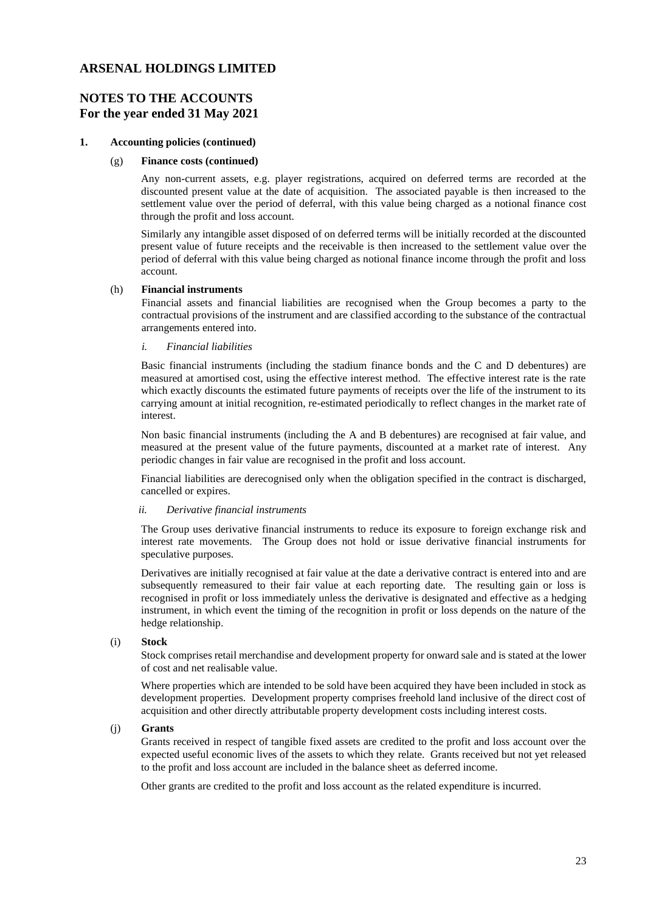# ARSENAL HOLDINGS LIMITED

## NOTES TO THE ACCOUNTS
## For the year ended 31 May 2021

**1. Accounting policies (continued)**

(g) **Finance costs (continued)**

Any non-current assets, e.g. player registrations, acquired on deferred terms are recorded at the discounted present value at the date of acquisition. The associated payable is then increased to the settlement value over the period of deferral, with this value being charged as a notional finance cost through the profit and loss account.

Similarly any intangible asset disposed of on deferred terms will be initially recorded at the discounted present value of future receipts and the receivable is then increased to the settlement value over the period of deferral with this value being charged as notional finance income through the profit and loss account.

(h) **Financial instruments**

Financial assets and financial liabilities are recognised when the Group becomes a party to the contractual provisions of the instrument and are classified according to the substance of the contractual arrangements entered into.

*i. Financial liabilities*

Basic financial instruments (including the stadium finance bonds and the C and D debentures) are measured at amortised cost, using the effective interest method. The effective interest rate is the rate which exactly discounts the estimated future payments of receipts over the life of the instrument to its carrying amount at initial recognition, re-estimated periodically to reflect changes in the market rate of interest.

Non basic financial instruments (including the A and B debentures) are recognised at fair value, and measured at the present value of the future payments, discounted at a market rate of interest. Any periodic changes in fair value are recognised in the profit and loss account.

Financial liabilities are derecognised only when the obligation specified in the contract is discharged, cancelled or expires.

*ii. Derivative financial instruments*

The Group uses derivative financial instruments to reduce its exposure to foreign exchange risk and interest rate movements. The Group does not hold or issue derivative financial instruments for speculative purposes.

Derivatives are initially recognised at fair value at the date a derivative contract is entered into and are subsequently remeasured to their fair value at each reporting date. The resulting gain or loss is recognised in profit or loss immediately unless the derivative is designated and effective as a hedging instrument, in which event the timing of the recognition in profit or loss depends on the nature of the hedge relationship.

(i) **Stock**

Stock comprises retail merchandise and development property for onward sale and is stated at the lower of cost and net realisable value.

Where properties which are intended to be sold have been acquired they have been included in stock as development properties. Development property comprises freehold land inclusive of the direct cost of acquisition and other directly attributable property development costs including interest costs.

(j) **Grants**

Grants received in respect of tangible fixed assets are credited to the profit and loss account over the expected useful economic lives of the assets to which they relate. Grants received but not yet released to the profit and loss account are included in the balance sheet as deferred income.

Other grants are credited to the profit and loss account as the related expenditure is incurred.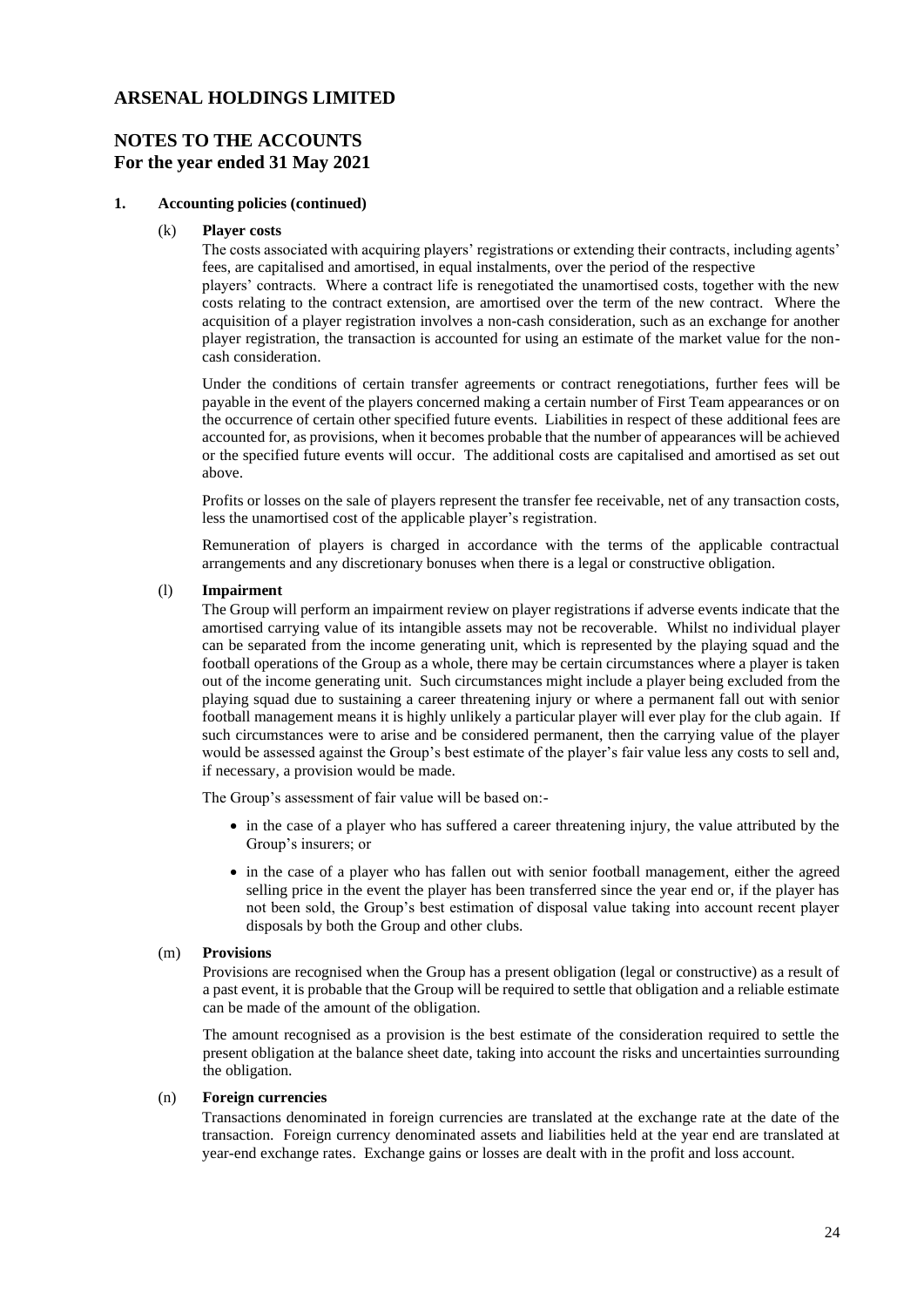# ARSENAL HOLDINGS LIMITED

## NOTES TO THE ACCOUNTS
## For the year ended 31 May 2021

**1. Accounting policies (continued)**

(k) **Player costs**

The costs associated with acquiring players' registrations or extending their contracts, including agents' fees, are capitalised and amortised, in equal instalments, over the period of the respective players' contracts. Where a contract life is renegotiated the unamortised costs, together with the new costs relating to the contract extension, are amortised over the term of the new contract. Where the acquisition of a player registration involves a non-cash consideration, such as an exchange for another player registration, the transaction is accounted for using an estimate of the market value for the non-cash consideration.

Under the conditions of certain transfer agreements or contract renegotiations, further fees will be payable in the event of the players concerned making a certain number of First Team appearances or on the occurrence of certain other specified future events. Liabilities in respect of these additional fees are accounted for, as provisions, when it becomes probable that the number of appearances will be achieved or the specified future events will occur. The additional costs are capitalised and amortised as set out above.

Profits or losses on the sale of players represent the transfer fee receivable, net of any transaction costs, less the unamortised cost of the applicable player's registration.

Remuneration of players is charged in accordance with the terms of the applicable contractual arrangements and any discretionary bonuses when there is a legal or constructive obligation.

(l) **Impairment**

The Group will perform an impairment review on player registrations if adverse events indicate that the amortised carrying value of its intangible assets may not be recoverable. Whilst no individual player can be separated from the income generating unit, which is represented by the playing squad and the football operations of the Group as a whole, there may be certain circumstances where a player is taken out of the income generating unit. Such circumstances might include a player being excluded from the playing squad due to sustaining a career threatening injury or where a permanent fall out with senior football management means it is highly unlikely a particular player will ever play for the club again. If such circumstances were to arise and be considered permanent, then the carrying value of the player would be assessed against the Group's best estimate of the player's fair value less any costs to sell and, if necessary, a provision would be made.

The Group's assessment of fair value will be based on:-

- in the case of a player who has suffered a career threatening injury, the value attributed by the Group's insurers; or
- in the case of a player who has fallen out with senior football management, either the agreed selling price in the event the player has been transferred since the year end or, if the player has not been sold, the Group's best estimation of disposal value taking into account recent player disposals by both the Group and other clubs.

(m) **Provisions**

Provisions are recognised when the Group has a present obligation (legal or constructive) as a result of a past event, it is probable that the Group will be required to settle that obligation and a reliable estimate can be made of the amount of the obligation.

The amount recognised as a provision is the best estimate of the consideration required to settle the present obligation at the balance sheet date, taking into account the risks and uncertainties surrounding the obligation.

(n) **Foreign currencies**

Transactions denominated in foreign currencies are translated at the exchange rate at the date of the transaction. Foreign currency denominated assets and liabilities held at the year end are translated at year-end exchange rates. Exchange gains or losses are dealt with in the profit and loss account.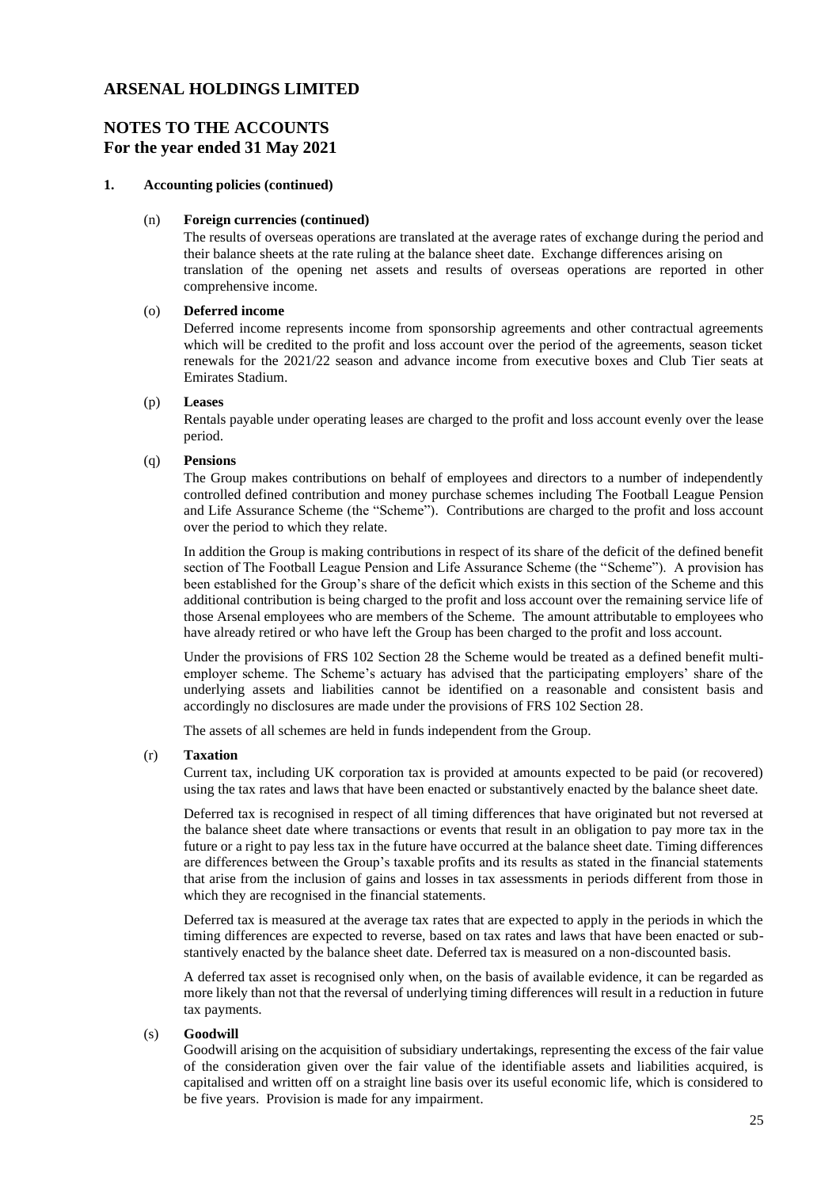# ARSENAL HOLDINGS LIMITED

## NOTES TO THE ACCOUNTS
## For the year ended 31 May 2021

**1. Accounting policies (continued)**

(n) **Foreign currencies (continued)**

The results of overseas operations are translated at the average rates of exchange during the period and their balance sheets at the rate ruling at the balance sheet date. Exchange differences arising on translation of the opening net assets and results of overseas operations are reported in other comprehensive income.

(o) **Deferred income**

Deferred income represents income from sponsorship agreements and other contractual agreements which will be credited to the profit and loss account over the period of the agreements, season ticket renewals for the 2021/22 season and advance income from executive boxes and Club Tier seats at Emirates Stadium.

(p) **Leases**

Rentals payable under operating leases are charged to the profit and loss account evenly over the lease period.

(q) **Pensions**

The Group makes contributions on behalf of employees and directors to a number of independently controlled defined contribution and money purchase schemes including The Football League Pension and Life Assurance Scheme (the "Scheme"). Contributions are charged to the profit and loss account over the period to which they relate.

In addition the Group is making contributions in respect of its share of the deficit of the defined benefit section of The Football League Pension and Life Assurance Scheme (the "Scheme"). A provision has been established for the Group's share of the deficit which exists in this section of the Scheme and this additional contribution is being charged to the profit and loss account over the remaining service life of those Arsenal employees who are members of the Scheme. The amount attributable to employees who have already retired or who have left the Group has been charged to the profit and loss account.

Under the provisions of FRS 102 Section 28 the Scheme would be treated as a defined benefit multi-employer scheme. The Scheme's actuary has advised that the participating employers' share of the underlying assets and liabilities cannot be identified on a reasonable and consistent basis and accordingly no disclosures are made under the provisions of FRS 102 Section 28.

The assets of all schemes are held in funds independent from the Group.

(r) **Taxation**

Current tax, including UK corporation tax is provided at amounts expected to be paid (or recovered) using the tax rates and laws that have been enacted or substantively enacted by the balance sheet date.

Deferred tax is recognised in respect of all timing differences that have originated but not reversed at the balance sheet date where transactions or events that result in an obligation to pay more tax in the future or a right to pay less tax in the future have occurred at the balance sheet date. Timing differences are differences between the Group's taxable profits and its results as stated in the financial statements that arise from the inclusion of gains and losses in tax assessments in periods different from those in which they are recognised in the financial statements.

Deferred tax is measured at the average tax rates that are expected to apply in the periods in which the timing differences are expected to reverse, based on tax rates and laws that have been enacted or substantively enacted by the balance sheet date. Deferred tax is measured on a non-discounted basis.

A deferred tax asset is recognised only when, on the basis of available evidence, it can be regarded as more likely than not that the reversal of underlying timing differences will result in a reduction in future tax payments.

(s) **Goodwill**

Goodwill arising on the acquisition of subsidiary undertakings, representing the excess of the fair value of the consideration given over the fair value of the identifiable assets and liabilities acquired, is capitalised and written off on a straight line basis over its useful economic life, which is considered to be five years. Provision is made for any impairment.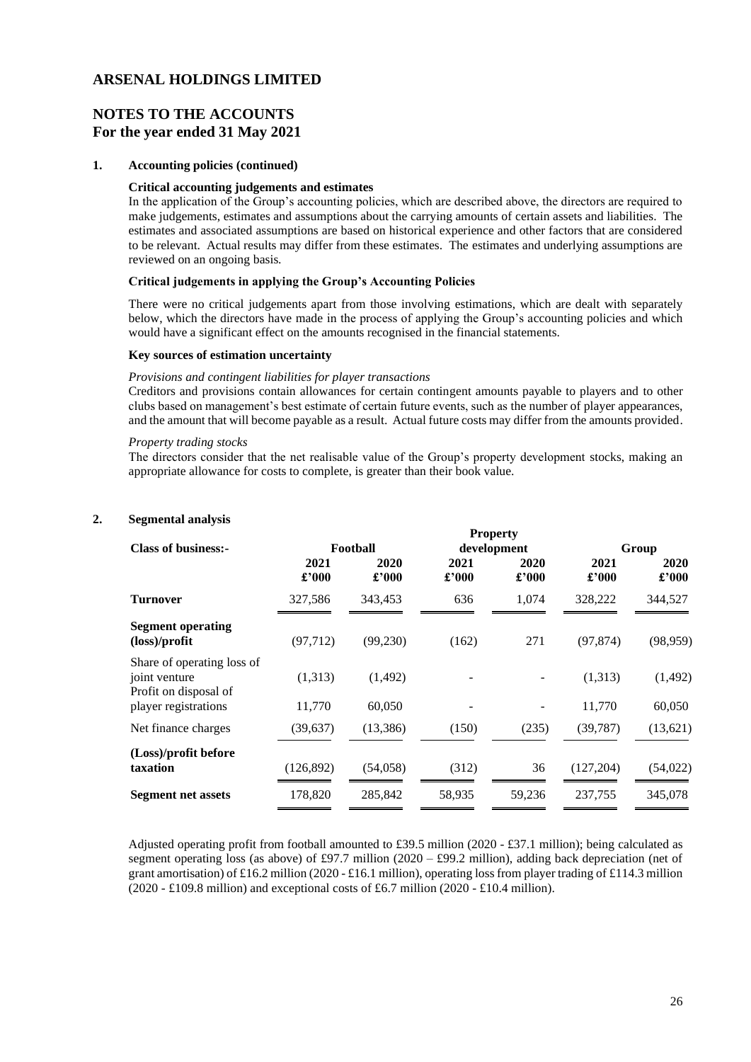# ARSENAL HOLDINGS LIMITED

## NOTES TO THE ACCOUNTS
## For the year ended 31 May 2021

### 1. Accounting policies (continued)

**Critical accounting judgements and estimates**

In the application of the Group's accounting policies, which are described above, the directors are required to make judgements, estimates and assumptions about the carrying amounts of certain assets and liabilities. The estimates and associated assumptions are based on historical experience and other factors that are considered to be relevant. Actual results may differ from these estimates. The estimates and underlying assumptions are reviewed on an ongoing basis.

**Critical judgements in applying the Group's Accounting Policies**

There were no critical judgements apart from those involving estimations, which are dealt with separately below, which the directors have made in the process of applying the Group's accounting policies and which would have a significant effect on the amounts recognised in the financial statements.

**Key sources of estimation uncertainty**

*Provisions and contingent liabilities for player transactions*

Creditors and provisions contain allowances for certain contingent amounts payable to players and to other clubs based on management's best estimate of certain future events, such as the number of player appearances, and the amount that will become payable as a result. Actual future costs may differ from the amounts provided.

*Property trading stocks*

The directors consider that the net realisable value of the Group's property development stocks, making an appropriate allowance for costs to complete, is greater than their book value.

### 2. Segmental analysis

| Class of business:- | Football | | Property development | | Group | |
|---|---|---|---|---|---|---|
| | 2021 £'000 | 2020 £'000 | 2021 £'000 | 2020 £'000 | 2021 £'000 | 2020 £'000 |
| **Turnover** | 327,586 | 343,453 | 636 | 1,074 | 328,222 | 344,527 |
| **Segment operating (loss)/profit** | (97,712) | (99,230) | (162) | 271 | (97,874) | (98,959) |
| Share of operating loss of joint venture | (1,313) | (1,492) | - | - | (1,313) | (1,492) |
| Profit on disposal of player registrations | 11,770 | 60,050 | - | - | 11,770 | 60,050 |
| Net finance charges | (39,637) | (13,386) | (150) | (235) | (39,787) | (13,621) |
| **(Loss)/profit before taxation** | (126,892) | (54,058) | (312) | 36 | (127,204) | (54,022) |
| **Segment net assets** | 178,820 | 285,842 | 58,935 | 59,236 | 237,755 | 345,078 |

Adjusted operating profit from football amounted to £39.5 million (2020 - £37.1 million); being calculated as segment operating loss (as above) of £97.7 million (2020 – £99.2 million), adding back depreciation (net of grant amortisation) of £16.2 million (2020 - £16.1 million), operating loss from player trading of £114.3 million (2020 - £109.8 million) and exceptional costs of £6.7 million (2020 - £10.4 million).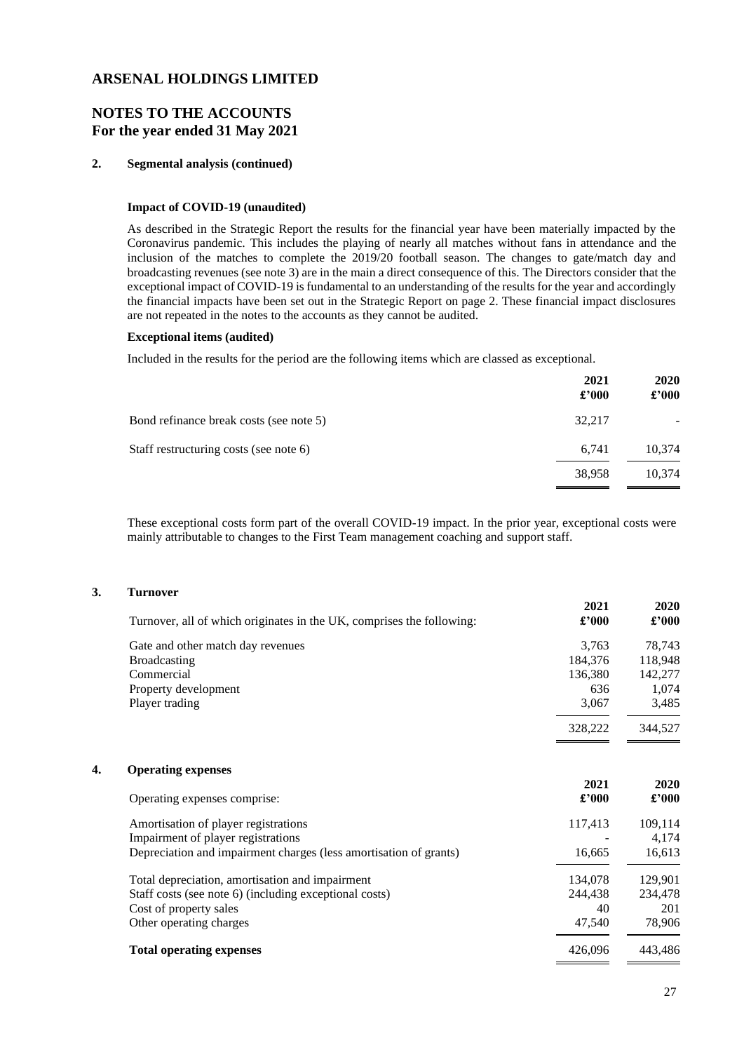# ARSENAL HOLDINGS LIMITED

## NOTES TO THE ACCOUNTS
## For the year ended 31 May 2021

### 2. Segmental analysis (continued)

**Impact of COVID-19 (unaudited)**

As described in the Strategic Report the results for the financial year have been materially impacted by the Coronavirus pandemic. This includes the playing of nearly all matches without fans in attendance and the inclusion of the matches to complete the 2019/20 football season. The changes to gate/match day and broadcasting revenues (see note 3) are in the main a direct consequence of this. The Directors consider that the exceptional impact of COVID-19 is fundamental to an understanding of the results for the year and accordingly the financial impacts have been set out in the Strategic Report on page 2. These financial impact disclosures are not repeated in the notes to the accounts as they cannot be audited.

**Exceptional items (audited)**

Included in the results for the period are the following items which are classed as exceptional.

| | 2021 £'000 | 2020 £'000 |
|---|---|---|
| Bond refinance break costs (see note 5) | 32,217 | - |
| Staff restructuring costs (see note 6) | 6,741 | 10,374 |
| | 38,958 | 10,374 |

These exceptional costs form part of the overall COVID-19 impact. In the prior year, exceptional costs were mainly attributable to changes to the First Team management coaching and support staff.

### 3. Turnover

| Turnover, all of which originates in the UK, comprises the following: | 2021 £'000 | 2020 £'000 |
|---|---|---|
| Gate and other match day revenues | 3,763 | 78,743 |
| Broadcasting | 184,376 | 118,948 |
| Commercial | 136,380 | 142,277 |
| Property development | 636 | 1,074 |
| Player trading | 3,067 | 3,485 |
| | 328,222 | 344,527 |

### 4. Operating expenses

| Operating expenses comprise: | 2021 £'000 | 2020 £'000 |
|---|---|---|
| Amortisation of player registrations | 117,413 | 109,114 |
| Impairment of player registrations | - | 4,174 |
| Depreciation and impairment charges (less amortisation of grants) | 16,665 | 16,613 |
| Total depreciation, amortisation and impairment | 134,078 | 129,901 |
| Staff costs (see note 6) (including exceptional costs) | 244,438 | 234,478 |
| Cost of property sales | 40 | 201 |
| Other operating charges | 47,540 | 78,906 |
| **Total operating expenses** | 426,096 | 443,486 |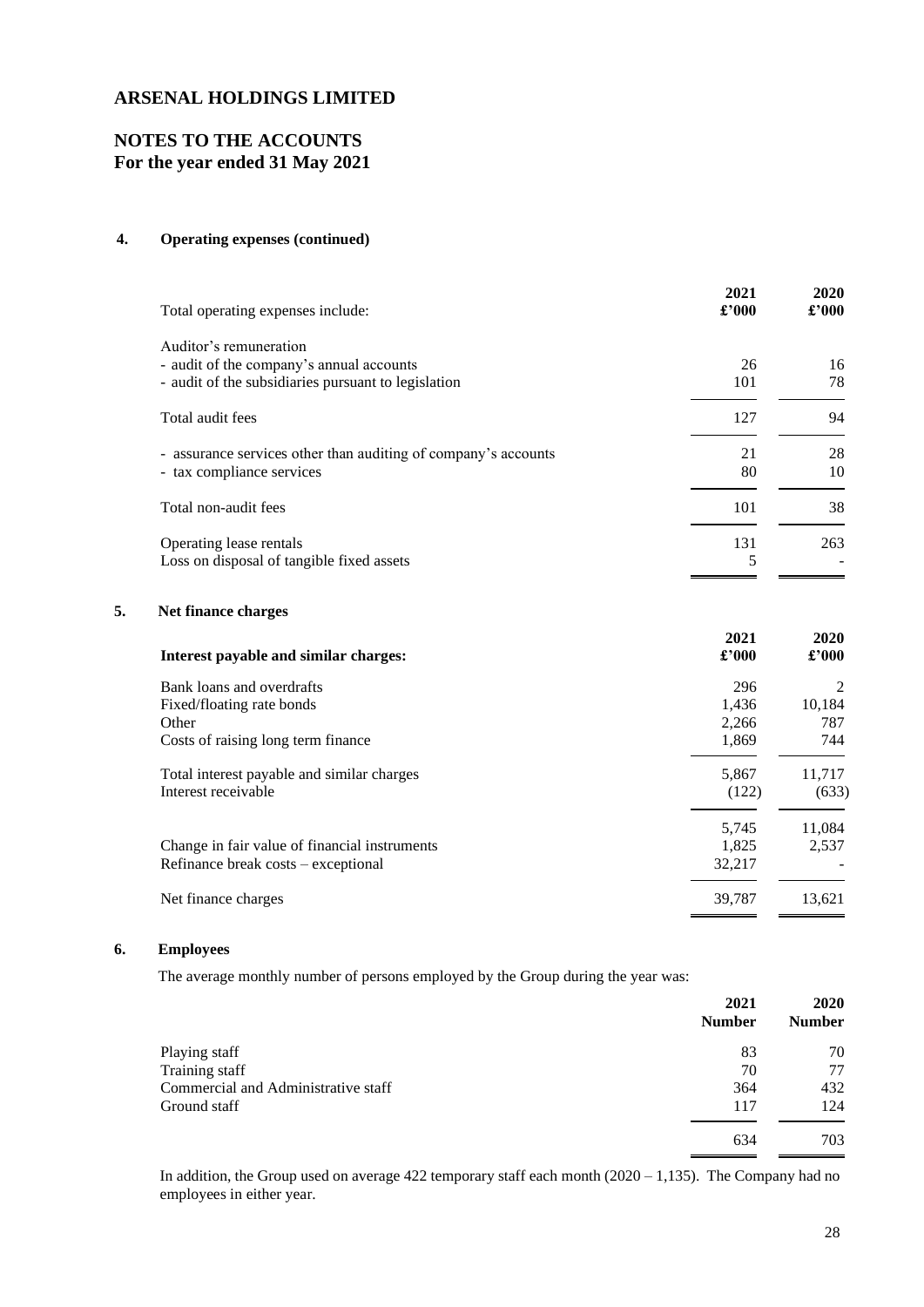# ARSENAL HOLDINGS LIMITED

## NOTES TO THE ACCOUNTS
## For the year ended 31 May 2021

### 4. Operating expenses (continued)

| Total operating expenses include: | 2021 £'000 | 2020 £'000 |
|---|---|---|
| Auditor's remuneration | | |
| - audit of the company's annual accounts | 26 | 16 |
| - audit of the subsidiaries pursuant to legislation | 101 | 78 |
| Total audit fees | 127 | 94 |
| - assurance services other than auditing of company's accounts | 21 | 28 |
| - tax compliance services | 80 | 10 |
| Total non-audit fees | 101 | 38 |
| Operating lease rentals | 131 | 263 |
| Loss on disposal of tangible fixed assets | 5 | - |

### 5. Net finance charges

| **Interest payable and similar charges:** | 2021 £'000 | 2020 £'000 |
|---|---|---|
| Bank loans and overdrafts | 296 | 2 |
| Fixed/floating rate bonds | 1,436 | 10,184 |
| Other | 2,266 | 787 |
| Costs of raising long term finance | 1,869 | 744 |
| Total interest payable and similar charges | 5,867 | 11,717 |
| Interest receivable | (122) | (633) |
| | 5,745 | 11,084 |
| Change in fair value of financial instruments | 1,825 | 2,537 |
| Refinance break costs – exceptional | 32,217 | - |
| Net finance charges | 39,787 | 13,621 |

### 6. Employees

The average monthly number of persons employed by the Group during the year was:

| | 2021 Number | 2020 Number |
|---|---|---|
| Playing staff | 83 | 70 |
| Training staff | 70 | 77 |
| Commercial and Administrative staff | 364 | 432 |
| Ground staff | 117 | 124 |
| | 634 | 703 |

In addition, the Group used on average 422 temporary staff each month (2020 – 1,135). The Company had no employees in either year.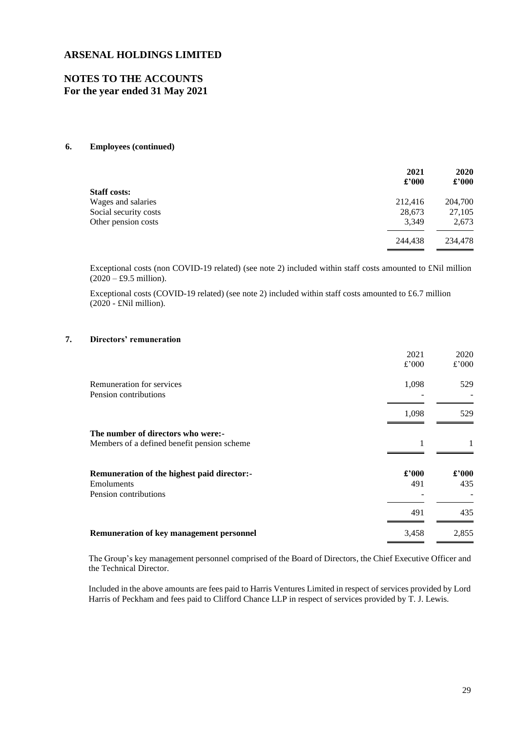# ARSENAL HOLDINGS LIMITED

## NOTES TO THE ACCOUNTS
## For the year ended 31 May 2021

### 6. Employees (continued)

| | 2021 £'000 | 2020 £'000 |
|---|---|---|
| **Staff costs:** | | |
| Wages and salaries | 212,416 | 204,700 |
| Social security costs | 28,673 | 27,105 |
| Other pension costs | 3,349 | 2,673 |
| | 244,438 | 234,478 |

Exceptional costs (non COVID-19 related) (see note 2) included within staff costs amounted to £Nil million (2020 – £9.5 million).

Exceptional costs (COVID-19 related) (see note 2) included within staff costs amounted to £6.7 million (2020 - £Nil million).

### 7. Directors' remuneration

| | 2021 £'000 | 2020 £'000 |
|---|---|---|
| Remuneration for services | 1,098 | 529 |
| Pension contributions | - | - |
| | 1,098 | 529 |
| **The number of directors who were:-** | | |
| Members of a defined benefit pension scheme | 1 | 1 |
| **Remuneration of the highest paid director:-** | **£'000** | **£'000** |
| Emoluments | 491 | 435 |
| Pension contributions | - | - |
| | 491 | 435 |
| **Remuneration of key management personnel** | 3,458 | 2,855 |

The Group's key management personnel comprised of the Board of Directors, the Chief Executive Officer and the Technical Director.

Included in the above amounts are fees paid to Harris Ventures Limited in respect of services provided by Lord Harris of Peckham and fees paid to Clifford Chance LLP in respect of services provided by T. J. Lewis.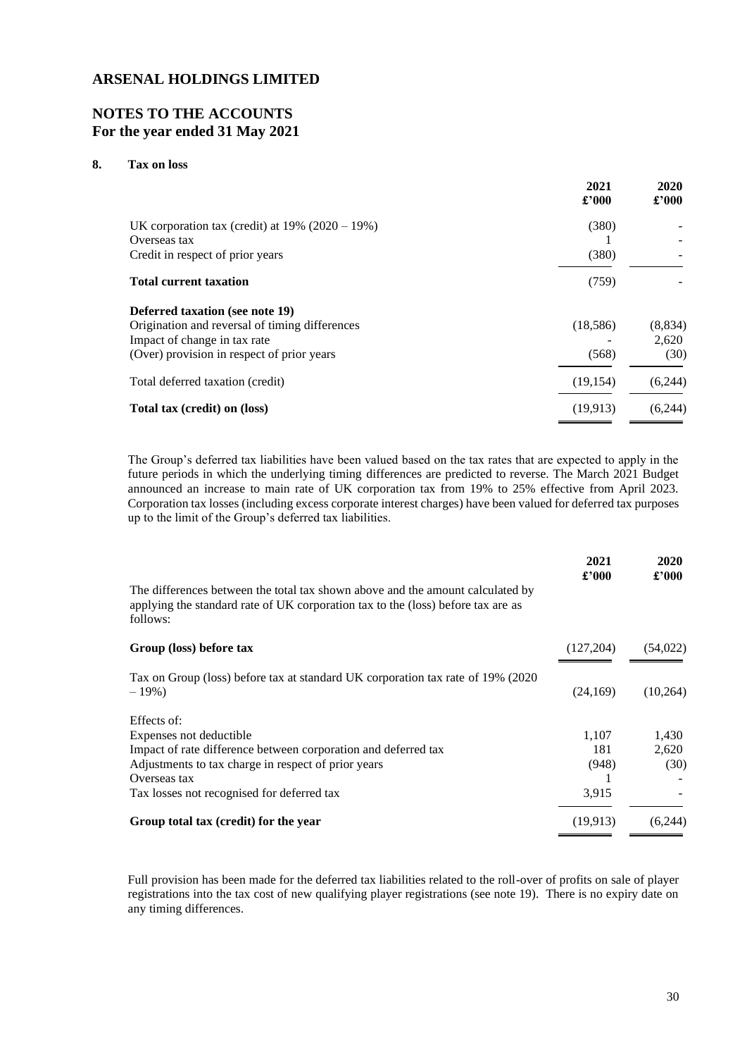# ARSENAL HOLDINGS LIMITED

## NOTES TO THE ACCOUNTS
## For the year ended 31 May 2021

### 8. Tax on loss

| | 2021 £'000 | 2020 £'000 |
|---|---|---|
| UK corporation tax (credit) at 19% (2020 – 19%) | (380) | - |
| Overseas tax | 1 | - |
| Credit in respect of prior years | (380) | - |
| **Total current taxation** | (759) | - |
| **Deferred taxation (see note 19)** | | |
| Origination and reversal of timing differences | (18,586) | (8,834) |
| Impact of change in tax rate | - | 2,620 |
| (Over) provision in respect of prior years | (568) | (30) |
| Total deferred taxation (credit) | (19,154) | (6,244) |
| **Total tax (credit) on (loss)** | (19,913) | (6,244) |

The Group's deferred tax liabilities have been valued based on the tax rates that are expected to apply in the future periods in which the underlying timing differences are predicted to reverse. The March 2021 Budget announced an increase to main rate of UK corporation tax from 19% to 25% effective from April 2023. Corporation tax losses (including excess corporate interest charges) have been valued for deferred tax purposes up to the limit of the Group's deferred tax liabilities.

| | 2021 £'000 | 2020 £'000 |
|---|---|---|
| The differences between the total tax shown above and the amount calculated by applying the standard rate of UK corporation tax to the (loss) before tax are as follows: | | |
| **Group (loss) before tax** | (127,204) | (54,022) |
| Tax on Group (loss) before tax at standard UK corporation tax rate of 19% (2020 – 19%) | (24,169) | (10,264) |
| Effects of: | | |
| Expenses not deductible | 1,107 | 1,430 |
| Impact of rate difference between corporation and deferred tax | 181 | 2,620 |
| Adjustments to tax charge in respect of prior years | (948) | (30) |
| Overseas tax | 1 | - |
| Tax losses not recognised for deferred tax | 3,915 | - |
| **Group total tax (credit) for the year** | (19,913) | (6,244) |

Full provision has been made for the deferred tax liabilities related to the roll-over of profits on sale of player registrations into the tax cost of new qualifying player registrations (see note 19). There is no expiry date on any timing differences.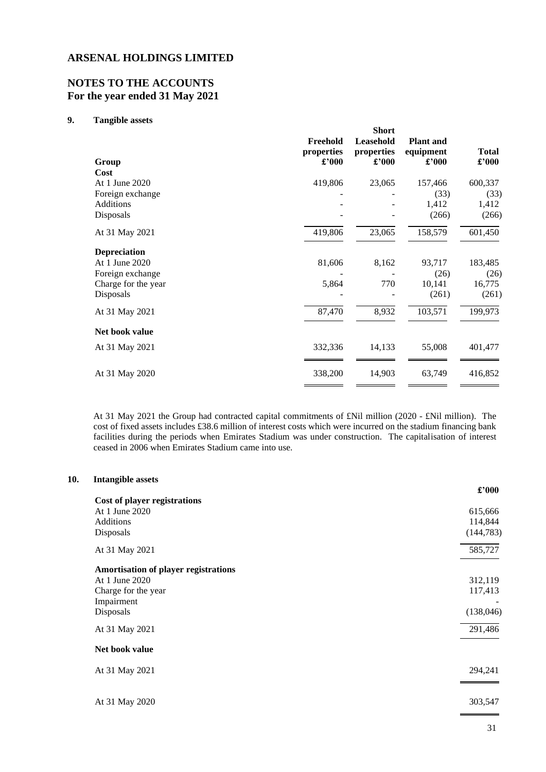# ARSENAL HOLDINGS LIMITED

## NOTES TO THE ACCOUNTS
## For the year ended 31 May 2021

### 9. Tangible assets

| Group | Freehold properties £'000 | Short Leasehold properties £'000 | Plant and equipment £'000 | Total £'000 |
|---|---|---|---|---|
| **Cost** | | | | |
| At 1 June 2020 | 419,806 | 23,065 | 157,466 | 600,337 |
| Foreign exchange | - | - | (33) | (33) |
| Additions | - | - | 1,412 | 1,412 |
| Disposals | - | - | (266) | (266) |
| At 31 May 2021 | 419,806 | 23,065 | 158,579 | 601,450 |
| **Depreciation** | | | | |
| At 1 June 2020 | 81,606 | 8,162 | 93,717 | 183,485 |
| Foreign exchange | - | - | (26) | (26) |
| Charge for the year | 5,864 | 770 | 10,141 | 16,775 |
| Disposals | - | - | (261) | (261) |
| At 31 May 2021 | 87,470 | 8,932 | 103,571 | 199,973 |
| **Net book value** | | | | |
| At 31 May 2021 | 332,336 | 14,133 | 55,008 | 401,477 |
| At 31 May 2020 | 338,200 | 14,903 | 63,749 | 416,852 |

At 31 May 2021 the Group had contracted capital commitments of £Nil million (2020 - £Nil million). The cost of fixed assets includes £38.6 million of interest costs which were incurred on the stadium financing bank facilities during the periods when Emirates Stadium was under construction. The capitalisation of interest ceased in 2006 when Emirates Stadium came into use.

### 10. Intangible assets

| | £'000 |
|---|---|
| **Cost of player registrations** | |
| At 1 June 2020 | 615,666 |
| Additions | 114,844 |
| Disposals | (144,783) |
| At 31 May 2021 | 585,727 |
| **Amortisation of player registrations** | |
| At 1 June 2020 | 312,119 |
| Charge for the year | 117,413 |
| Impairment | - |
| Disposals | (138,046) |
| At 31 May 2021 | 291,486 |
| **Net book value** | |
| At 31 May 2021 | 294,241 |
| At 31 May 2020 | 303,547 |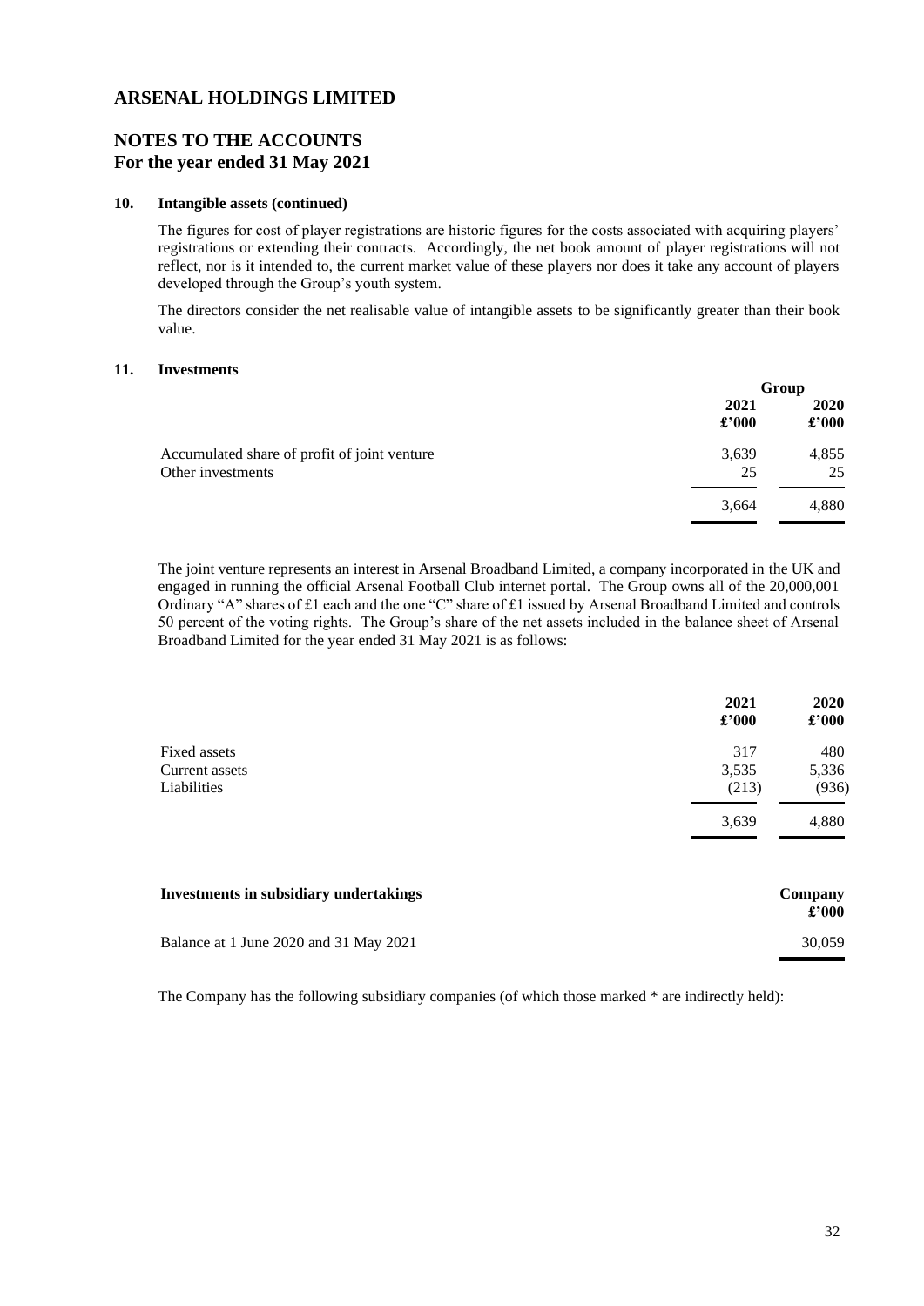# ARSENAL HOLDINGS LIMITED

## NOTES TO THE ACCOUNTS
## For the year ended 31 May 2021

### 10. Intangible assets (continued)

The figures for cost of player registrations are historic figures for the costs associated with acquiring players' registrations or extending their contracts. Accordingly, the net book amount of player registrations will not reflect, nor is it intended to, the current market value of these players nor does it take any account of players developed through the Group's youth system.

The directors consider the net realisable value of intangible assets to be significantly greater than their book value.

### 11. Investments

| | Group | |
|---|---|---|
| | 2021 £'000 | 2020 £'000 |
| Accumulated share of profit of joint venture | 3,639 | 4,855 |
| Other investments | 25 | 25 |
| | 3,664 | 4,880 |

The joint venture represents an interest in Arsenal Broadband Limited, a company incorporated in the UK and engaged in running the official Arsenal Football Club internet portal. The Group owns all of the 20,000,001 Ordinary "A" shares of £1 each and the one "C" share of £1 issued by Arsenal Broadband Limited and controls 50 percent of the voting rights. The Group's share of the net assets included in the balance sheet of Arsenal Broadband Limited for the year ended 31 May 2021 is as follows:

| | 2021 £'000 | 2020 £'000 |
|---|---|---|
| Fixed assets | 317 | 480 |
| Current assets | 3,535 | 5,336 |
| Liabilities | (213) | (936) |
| | 3,639 | 4,880 |

| **Investments in subsidiary undertakings** | **Company £'000** |
|---|---|
| Balance at 1 June 2020 and 31 May 2021 | 30,059 |

The Company has the following subsidiary companies (of which those marked * are indirectly held):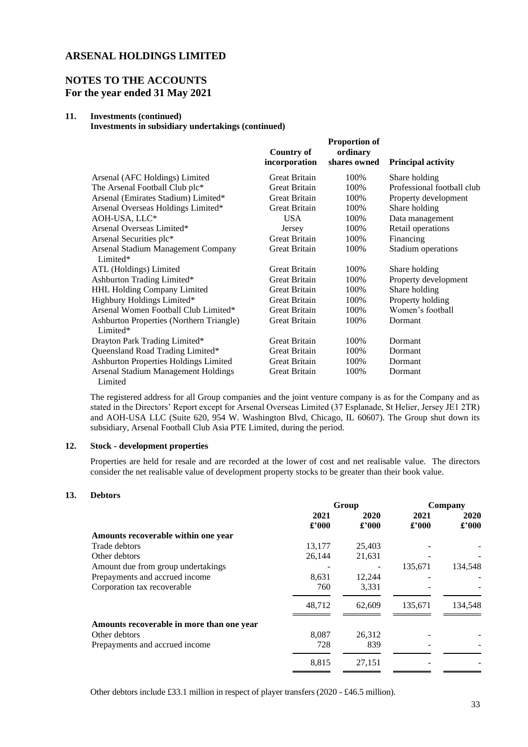# ARSENAL HOLDINGS LIMITED

## NOTES TO THE ACCOUNTS
## For the year ended 31 May 2021

### 11. Investments (continued)

**Investments in subsidiary undertakings (continued)**

| | Country of incorporation | Proportion of ordinary shares owned | Principal activity |
|---|---|---|---|
| Arsenal (AFC Holdings) Limited | Great Britain | 100% | Share holding |
| The Arsenal Football Club plc* | Great Britain | 100% | Professional football club |
| Arsenal (Emirates Stadium) Limited* | Great Britain | 100% | Property development |
| Arsenal Overseas Holdings Limited* | Great Britain | 100% | Share holding |
| AOH-USA, LLC* | USA | 100% | Data management |
| Arsenal Overseas Limited* | Jersey | 100% | Retail operations |
| Arsenal Securities plc* | Great Britain | 100% | Financing |
| Arsenal Stadium Management Company Limited* | Great Britain | 100% | Stadium operations |
| ATL (Holdings) Limited | Great Britain | 100% | Share holding |
| Ashburton Trading Limited* | Great Britain | 100% | Property development |
| HHL Holding Company Limited | Great Britain | 100% | Share holding |
| Highbury Holdings Limited* | Great Britain | 100% | Property holding |
| Arsenal Women Football Club Limited* | Great Britain | 100% | Women's football |
| Ashburton Properties (Northern Triangle) Limited* | Great Britain | 100% | Dormant |
| Drayton Park Trading Limited* | Great Britain | 100% | Dormant |
| Queensland Road Trading Limited* | Great Britain | 100% | Dormant |
| Ashburton Properties Holdings Limited | Great Britain | 100% | Dormant |
| Arsenal Stadium Management Holdings Limited | Great Britain | 100% | Dormant |

The registered address for all Group companies and the joint venture company is as for the Company and as stated in the Directors' Report except for Arsenal Overseas Limited (37 Esplanade, St Helier, Jersey JE1 2TR) and AOH-USA LLC (Suite 620, 954 W. Washington Blvd, Chicago, IL 60607). The Group shut down its subsidiary, Arsenal Football Club Asia PTE Limited, during the period.

### 12. Stock - development properties

Properties are held for resale and are recorded at the lower of cost and net realisable value. The directors consider the net realisable value of development property stocks to be greater than their book value.

### 13. Debtors

| | Group | | Company | |
|---|---|---|---|---|
| | 2021 £'000 | 2020 £'000 | 2021 £'000 | 2020 £'000 |
| **Amounts recoverable within one year** | | | | |
| Trade debtors | 13,177 | 25,403 | - | - |
| Other debtors | 26,144 | 21,631 | - | - |
| Amount due from group undertakings | - | - | 135,671 | 134,548 |
| Prepayments and accrued income | 8,631 | 12,244 | - | - |
| Corporation tax recoverable | 760 | 3,331 | - | - |
| | 48,712 | 62,609 | 135,671 | 134,548 |
| **Amounts recoverable in more than one year** | | | | |
| Other debtors | 8,087 | 26,312 | - | - |
| Prepayments and accrued income | 728 | 839 | - | - |
| | 8,815 | 27,151 | - | - |

Other debtors include £33.1 million in respect of player transfers (2020 - £46.5 million).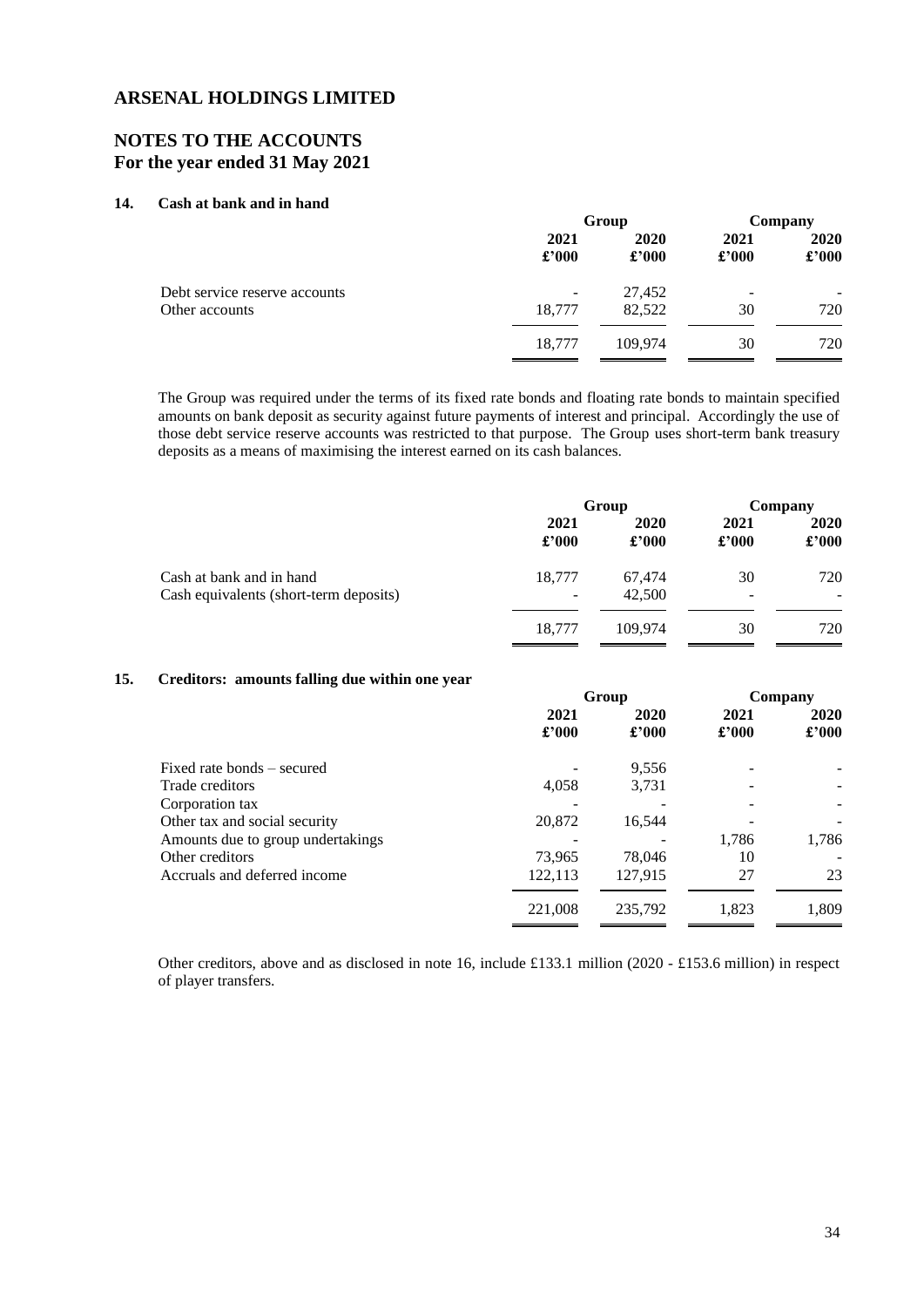# ARSENAL HOLDINGS LIMITED

## NOTES TO THE ACCOUNTS
## For the year ended 31 May 2021

### 14. Cash at bank and in hand

| | Group | | Company | |
|---|---|---|---|---|
| | 2021 | 2020 | 2021 | 2020 |
| | £'000 | £'000 | £'000 | £'000 |
| Debt service reserve accounts | - | 27,452 | - | - |
| Other accounts | 18,777 | 82,522 | 30 | 720 |
| | 18,777 | 109,974 | 30 | 720 |

The Group was required under the terms of its fixed rate bonds and floating rate bonds to maintain specified amounts on bank deposit as security against future payments of interest and principal. Accordingly the use of those debt service reserve accounts was restricted to that purpose. The Group uses short-term bank treasury deposits as a means of maximising the interest earned on its cash balances.

| | Group | | Company | |
|---|---|---|---|---|
| | 2021 | 2020 | 2021 | 2020 |
| | £'000 | £'000 | £'000 | £'000 |
| Cash at bank and in hand | 18,777 | 67,474 | 30 | 720 |
| Cash equivalents (short-term deposits) | - | 42,500 | - | - |
| | 18,777 | 109,974 | 30 | 720 |

### 15. Creditors: amounts falling due within one year

| | Group | | Company | |
|---|---|---|---|---|
| | 2021 | 2020 | 2021 | 2020 |
| | £'000 | £'000 | £'000 | £'000 |
| Fixed rate bonds – secured | - | 9,556 | - | - |
| Trade creditors | 4,058 | 3,731 | - | - |
| Corporation tax | - | - | - | - |
| Other tax and social security | 20,872 | 16,544 | - | - |
| Amounts due to group undertakings | - | - | 1,786 | 1,786 |
| Other creditors | 73,965 | 78,046 | 10 | - |
| Accruals and deferred income | 122,113 | 127,915 | 27 | 23 |
| | 221,008 | 235,792 | 1,823 | 1,809 |

Other creditors, above and as disclosed in note 16, include £133.1 million (2020 - £153.6 million) in respect of player transfers.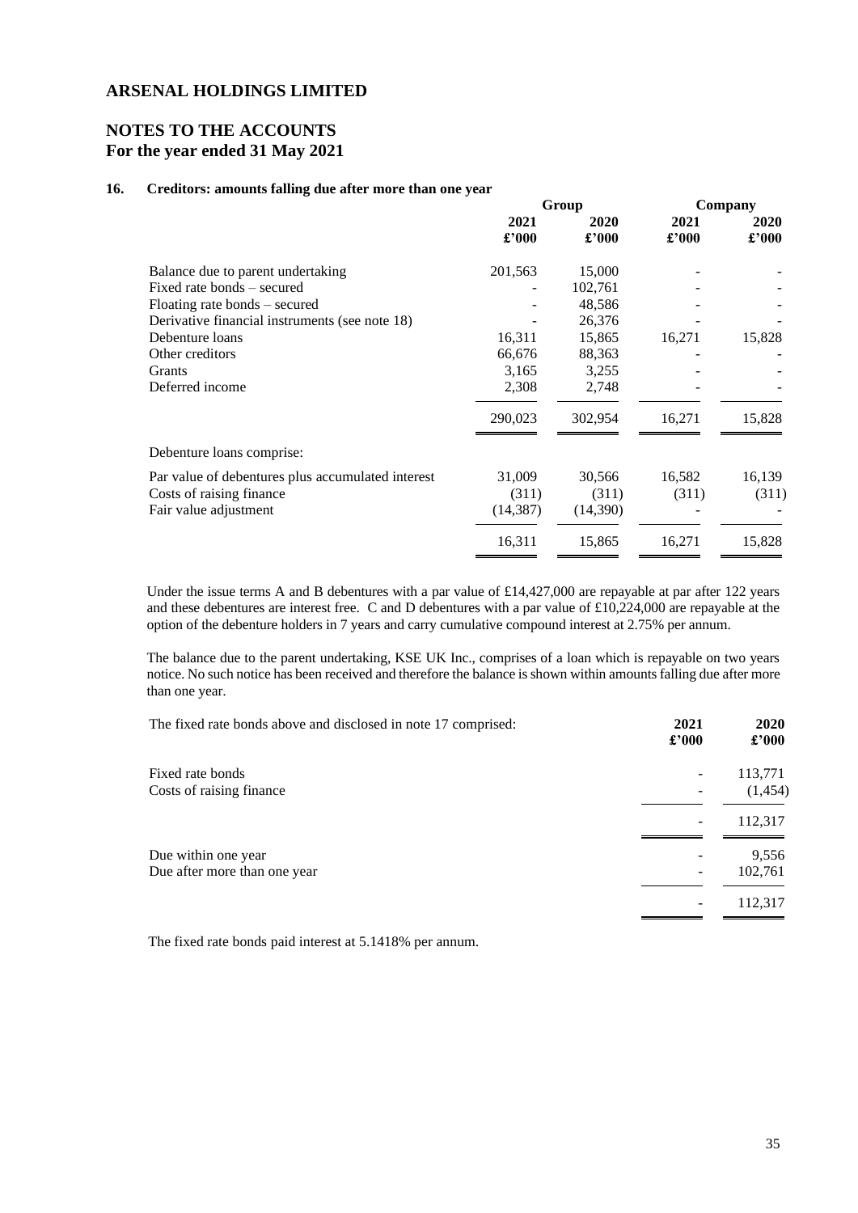# ARSENAL HOLDINGS LIMITED

## NOTES TO THE ACCOUNTS
## For the year ended 31 May 2021

### 16. Creditors: amounts falling due after more than one year

| | Group | | Company | |
|---|---|---|---|---|
| | 2021 £'000 | 2020 £'000 | 2021 £'000 | 2020 £'000 |
| Balance due to parent undertaking | 201,563 | 15,000 | - | - |
| Fixed rate bonds – secured | - | 102,761 | - | - |
| Floating rate bonds – secured | - | 48,586 | - | - |
| Derivative financial instruments (see note 18) | - | 26,376 | - | - |
| Debenture loans | 16,311 | 15,865 | 16,271 | 15,828 |
| Other creditors | 66,676 | 88,363 | - | - |
| Grants | 3,165 | 3,255 | - | - |
| Deferred income | 2,308 | 2,748 | - | - |
| | 290,023 | 302,954 | 16,271 | 15,828 |
| Debenture loans comprise: | | | | |
| Par value of debentures plus accumulated interest | 31,009 | 30,566 | 16,582 | 16,139 |
| Costs of raising finance | (311) | (311) | (311) | (311) |
| Fair value adjustment | (14,387) | (14,390) | - | - |
| | 16,311 | 15,865 | 16,271 | 15,828 |

Under the issue terms A and B debentures with a par value of £14,427,000 are repayable at par after 122 years and these debentures are interest free. C and D debentures with a par value of £10,224,000 are repayable at the option of the debenture holders in 7 years and carry cumulative compound interest at 2.75% per annum.

The balance due to the parent undertaking, KSE UK Inc., comprises of a loan which is repayable on two years notice. No such notice has been received and therefore the balance is shown within amounts falling due after more than one year.

| The fixed rate bonds above and disclosed in note 17 comprised: | 2021 £'000 | 2020 £'000 |
|---|---|---|
| Fixed rate bonds | - | 113,771 |
| Costs of raising finance | - | (1,454) |
| | - | 112,317 |
| Due within one year | - | 9,556 |
| Due after more than one year | - | 102,761 |
| | - | 112,317 |

The fixed rate bonds paid interest at 5.1418% per annum.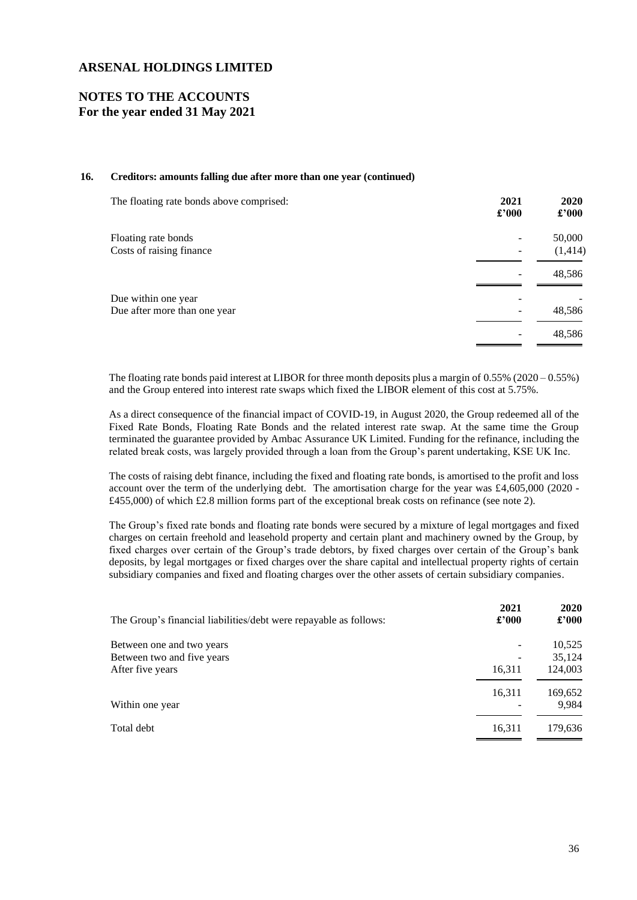# ARSENAL HOLDINGS LIMITED

## NOTES TO THE ACCOUNTS
## For the year ended 31 May 2021

### 16. Creditors: amounts falling due after more than one year (continued)

| The floating rate bonds above comprised: | 2021 £'000 | 2020 £'000 |
|---|---|---|
| Floating rate bonds | - | 50,000 |
| Costs of raising finance | - | (1,414) |
| | - | 48,586 |
| Due within one year | - | - |
| Due after more than one year | - | 48,586 |
| | - | 48,586 |

The floating rate bonds paid interest at LIBOR for three month deposits plus a margin of 0.55% (2020 – 0.55%) and the Group entered into interest rate swaps which fixed the LIBOR element of this cost at 5.75%.

As a direct consequence of the financial impact of COVID-19, in August 2020, the Group redeemed all of the Fixed Rate Bonds, Floating Rate Bonds and the related interest rate swap. At the same time the Group terminated the guarantee provided by Ambac Assurance UK Limited. Funding for the refinance, including the related break costs, was largely provided through a loan from the Group's parent undertaking, KSE UK Inc.

The costs of raising debt finance, including the fixed and floating rate bonds, is amortised to the profit and loss account over the term of the underlying debt. The amortisation charge for the year was £4,605,000 (2020 - £455,000) of which £2.8 million forms part of the exceptional break costs on refinance (see note 2).

The Group's fixed rate bonds and floating rate bonds were secured by a mixture of legal mortgages and fixed charges on certain freehold and leasehold property and certain plant and machinery owned by the Group, by fixed charges over certain of the Group's trade debtors, by fixed charges over certain of the Group's bank deposits, by legal mortgages or fixed charges over the share capital and intellectual property rights of certain subsidiary companies and fixed and floating charges over the other assets of certain subsidiary companies.

| The Group's financial liabilities/debt were repayable as follows: | 2021 £'000 | 2020 £'000 |
|---|---|---|
| Between one and two years | - | 10,525 |
| Between two and five years | - | 35,124 |
| After five years | 16,311 | 124,003 |
| | 16,311 | 169,652 |
| Within one year | - | 9,984 |
| Total debt | 16,311 | 179,636 |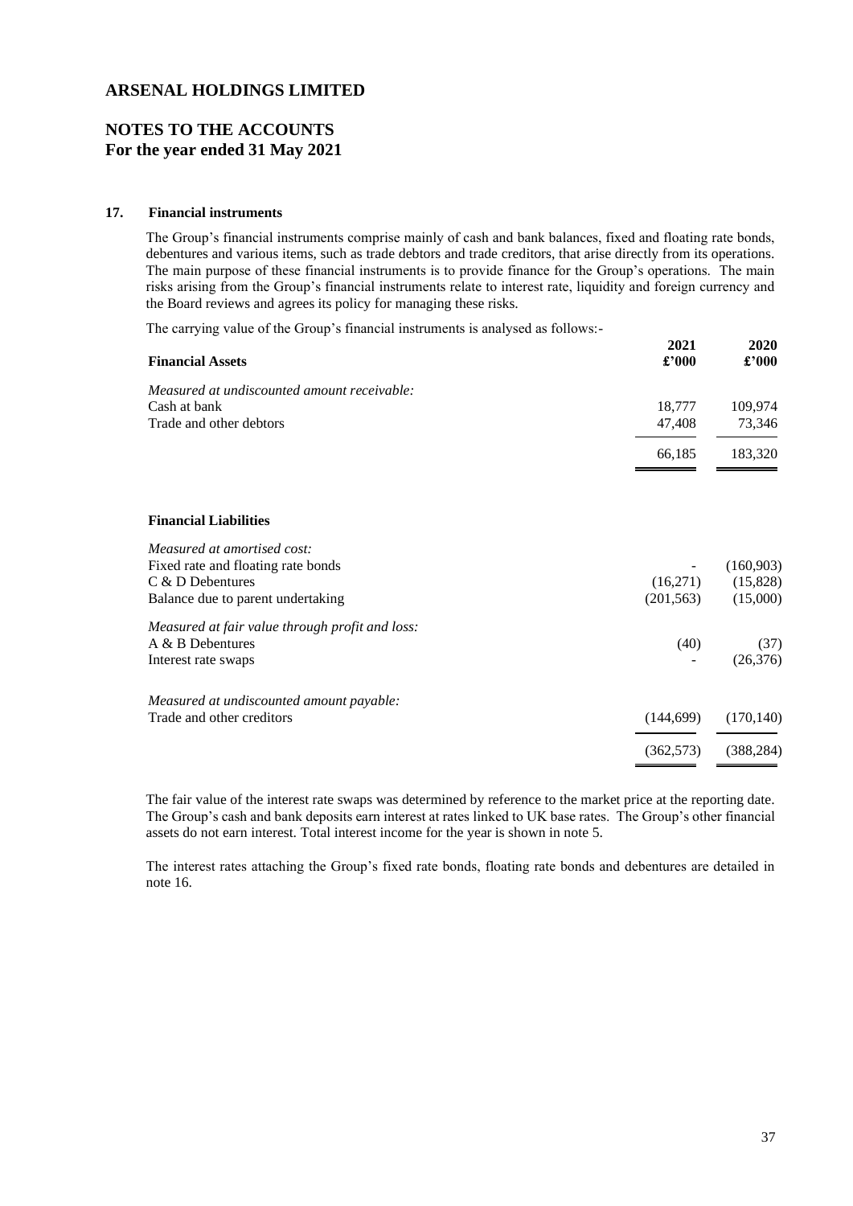# ARSENAL HOLDINGS LIMITED

## NOTES TO THE ACCOUNTS
## For the year ended 31 May 2021

### 17. Financial instruments

The Group's financial instruments comprise mainly of cash and bank balances, fixed and floating rate bonds, debentures and various items, such as trade debtors and trade creditors, that arise directly from its operations. The main purpose of these financial instruments is to provide finance for the Group's operations. The main risks arising from the Group's financial instruments relate to interest rate, liquidity and foreign currency and the Board reviews and agrees its policy for managing these risks.

The carrying value of the Group's financial instruments is analysed as follows:-

| **Financial Assets** | **2021 £'000** | **2020 £'000** |
|---|---|---|
| *Measured at undiscounted amount receivable:* | | |
| Cash at bank | 18,777 | 109,974 |
| Trade and other debtors | 47,408 | 73,346 |
| | 66,185 | 183,320 |

| **Financial Liabilities** | **2021 £'000** | **2020 £'000** |
|---|---|---|
| *Measured at amortised cost:* | | |
| Fixed rate and floating rate bonds | - | (160,903) |
| C & D Debentures | (16,271) | (15,828) |
| Balance due to parent undertaking | (201,563) | (15,000) |
| *Measured at fair value through profit and loss:* | | |
| A & B Debentures | (40) | (37) |
| Interest rate swaps | - | (26,376) |
| *Measured at undiscounted amount payable:* | | |
| Trade and other creditors | (144,699) | (170,140) |
| | (362,573) | (388,284) |

The fair value of the interest rate swaps was determined by reference to the market price at the reporting date. The Group's cash and bank deposits earn interest at rates linked to UK base rates. The Group's other financial assets do not earn interest. Total interest income for the year is shown in note 5.

The interest rates attaching the Group's fixed rate bonds, floating rate bonds and debentures are detailed in note 16.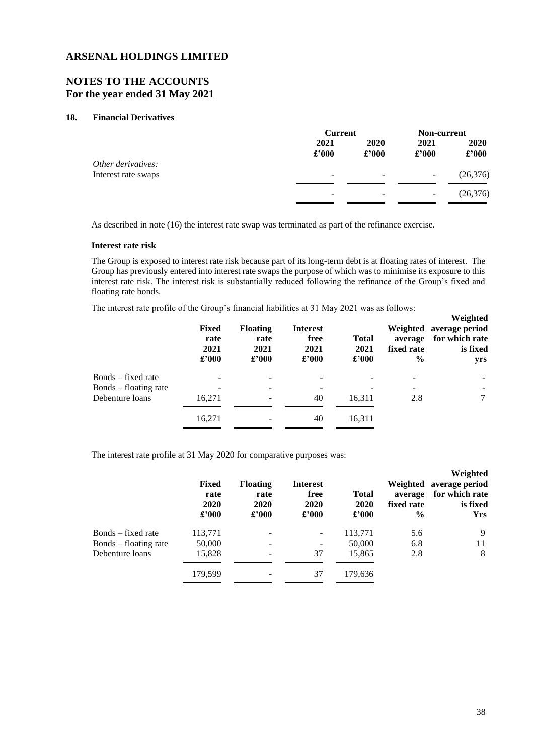# ARSENAL HOLDINGS LIMITED

## NOTES TO THE ACCOUNTS
## For the year ended 31 May 2021

### 18. Financial Derivatives

| | Current | | Non-current | |
|---|---|---|---|---|
| | 2021 £'000 | 2020 £'000 | 2021 £'000 | 2020 £'000 |
| *Other derivatives:* | | | | |
| Interest rate swaps | - | - | - | (26,376) |
| | - | - | - | (26,376) |

As described in note (16) the interest rate swap was terminated as part of the refinance exercise.

**Interest rate risk**

The Group is exposed to interest rate risk because part of its long-term debt is at floating rates of interest. The Group has previously entered into interest rate swaps the purpose of which was to minimise its exposure to this interest rate risk. The interest risk is substantially reduced following the refinance of the Group's fixed and floating rate bonds.

The interest rate profile of the Group's financial liabilities at 31 May 2021 was as follows:

| | Fixed rate 2021 £'000 | Floating rate 2021 £'000 | Interest free 2021 £'000 | Total 2021 £'000 | Weighted average fixed rate % | Weighted average period for which rate is fixed yrs |
|---|---|---|---|---|---|---|
| Bonds – fixed rate | - | - | - | - | - | - |
| Bonds – floating rate | - | - | - | - | - | - |
| Debenture loans | 16,271 | - | 40 | 16,311 | 2.8 | 7 |
| | 16,271 | - | 40 | 16,311 | | |

The interest rate profile at 31 May 2020 for comparative purposes was:

| | Fixed rate 2020 £'000 | Floating rate 2020 £'000 | Interest free 2020 £'000 | Total 2020 £'000 | Weighted average fixed rate % | Weighted average period for which rate is fixed Yrs |
|---|---|---|---|---|---|---|
| Bonds – fixed rate | 113,771 | - | - | 113,771 | 5.6 | 9 |
| Bonds – floating rate | 50,000 | - | - | 50,000 | 6.8 | 11 |
| Debenture loans | 15,828 | - | 37 | 15,865 | 2.8 | 8 |
| | 179,599 | - | 37 | 179,636 | | |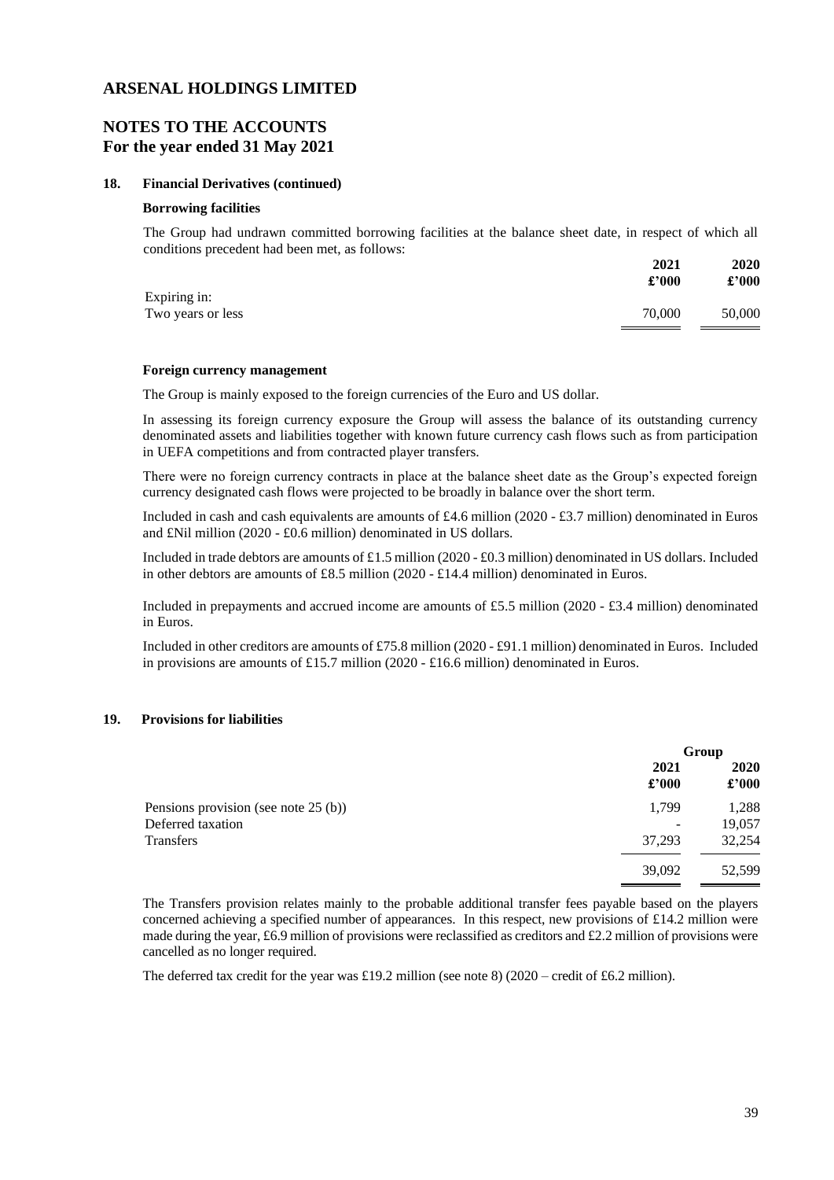# ARSENAL HOLDINGS LIMITED

## NOTES TO THE ACCOUNTS
## For the year ended 31 May 2021

### 18. Financial Derivatives (continued)

**Borrowing facilities**

The Group had undrawn committed borrowing facilities at the balance sheet date, in respect of which all conditions precedent had been met, as follows:

| | 2021 £'000 | 2020 £'000 |
|---|---|---|
| Expiring in: | | |
| Two years or less | 70,000 | 50,000 |

**Foreign currency management**

The Group is mainly exposed to the foreign currencies of the Euro and US dollar.

In assessing its foreign currency exposure the Group will assess the balance of its outstanding currency denominated assets and liabilities together with known future currency cash flows such as from participation in UEFA competitions and from contracted player transfers.

There were no foreign currency contracts in place at the balance sheet date as the Group's expected foreign currency designated cash flows were projected to be broadly in balance over the short term.

Included in cash and cash equivalents are amounts of £4.6 million (2020 - £3.7 million) denominated in Euros and £Nil million (2020 - £0.6 million) denominated in US dollars.

Included in trade debtors are amounts of £1.5 million (2020 - £0.3 million) denominated in US dollars. Included in other debtors are amounts of £8.5 million (2020 - £14.4 million) denominated in Euros.

Included in prepayments and accrued income are amounts of £5.5 million (2020 - £3.4 million) denominated in Euros.

Included in other creditors are amounts of £75.8 million (2020 - £91.1 million) denominated in Euros. Included in provisions are amounts of £15.7 million (2020 - £16.6 million) denominated in Euros.

### 19. Provisions for liabilities

| | Group | |
|---|---|---|
| | 2021 £'000 | 2020 £'000 |
| Pensions provision (see note 25 (b)) | 1,799 | 1,288 |
| Deferred taxation | - | 19,057 |
| Transfers | 37,293 | 32,254 |
| | 39,092 | 52,599 |

The Transfers provision relates mainly to the probable additional transfer fees payable based on the players concerned achieving a specified number of appearances. In this respect, new provisions of £14.2 million were made during the year, £6.9 million of provisions were reclassified as creditors and £2.2 million of provisions were cancelled as no longer required.

The deferred tax credit for the year was £19.2 million (see note 8) (2020 – credit of £6.2 million).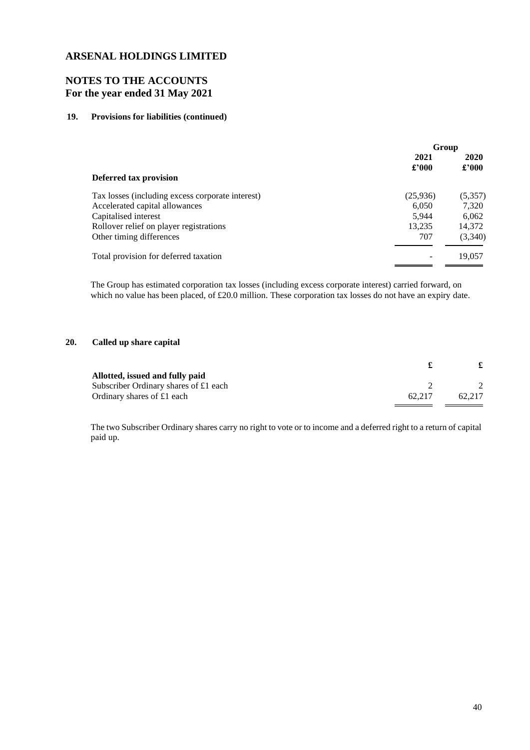# ARSENAL HOLDINGS LIMITED

## NOTES TO THE ACCOUNTS
## For the year ended 31 May 2021

### 19. Provisions for liabilities (continued)

| | Group | |
|---|---|---|
| | 2021 £'000 | 2020 £'000 |
| **Deferred tax provision** | | |
| Tax losses (including excess corporate interest) | (25,936) | (5,357) |
| Accelerated capital allowances | 6,050 | 7,320 |
| Capitalised interest | 5,944 | 6,062 |
| Rollover relief on player registrations | 13,235 | 14,372 |
| Other timing differences | 707 | (3,340) |
| Total provision for deferred taxation | - | 19,057 |

The Group has estimated corporation tax losses (including excess corporate interest) carried forward, on which no value has been placed, of £20.0 million. These corporation tax losses do not have an expiry date.

### 20. Called up share capital

| | £ | £ |
|---|---|---|
| **Allotted, issued and fully paid** | | |
| Subscriber Ordinary shares of £1 each | 2 | 2 |
| Ordinary shares of £1 each | 62,217 | 62,217 |

The two Subscriber Ordinary shares carry no right to vote or to income and a deferred right to a return of capital paid up.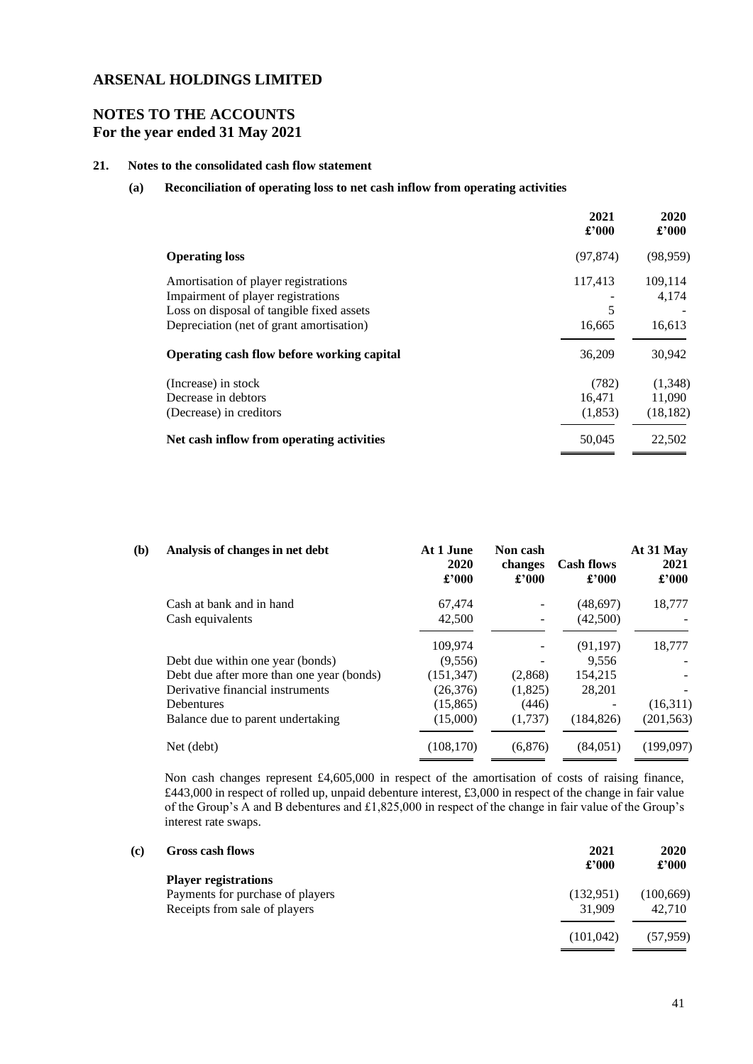# ARSENAL HOLDINGS LIMITED

## NOTES TO THE ACCOUNTS
## For the year ended 31 May 2021

### 21. Notes to the consolidated cash flow statement

#### (a) Reconciliation of operating loss to net cash inflow from operating activities

| | 2021 £'000 | 2020 £'000 |
|---|---|---|
| **Operating loss** | (97,874) | (98,959) |
| Amortisation of player registrations | 117,413 | 109,114 |
| Impairment of player registrations | - | 4,174 |
| Loss on disposal of tangible fixed assets | 5 | - |
| Depreciation (net of grant amortisation) | 16,665 | 16,613 |
| **Operating cash flow before working capital** | 36,209 | 30,942 |
| (Increase) in stock | (782) | (1,348) |
| Decrease in debtors | 16,471 | 11,090 |
| (Decrease) in creditors | (1,853) | (18,182) |
| **Net cash inflow from operating activities** | 50,045 | 22,502 |

#### (b) Analysis of changes in net debt

| | At 1 June 2020 £'000 | Non cash changes £'000 | Cash flows £'000 | At 31 May 2021 £'000 |
|---|---|---|---|---|
| Cash at bank and in hand | 67,474 | - | (48,697) | 18,777 |
| Cash equivalents | 42,500 | - | (42,500) | - |
| | 109,974 | - | (91,197) | 18,777 |
| Debt due within one year (bonds) | (9,556) | - | 9,556 | - |
| Debt due after more than one year (bonds) | (151,347) | (2,868) | 154,215 | - |
| Derivative financial instruments | (26,376) | (1,825) | 28,201 | - |
| Debentures | (15,865) | (446) | - | (16,311) |
| Balance due to parent undertaking | (15,000) | (1,737) | (184,826) | (201,563) |
| Net (debt) | (108,170) | (6,876) | (84,051) | (199,097) |

Non cash changes represent £4,605,000 in respect of the amortisation of costs of raising finance, £443,000 in respect of rolled up, unpaid debenture interest, £3,000 in respect of the change in fair value of the Group's A and B debentures and £1,825,000 in respect of the change in fair value of the Group's interest rate swaps.

#### (c) Gross cash flows

| | 2021 £'000 | 2020 £'000 |
|---|---|---|
| **Player registrations** | | |
| Payments for purchase of players | (132,951) | (100,669) |
| Receipts from sale of players | 31,909 | 42,710 |
| | (101,042) | (57,959) |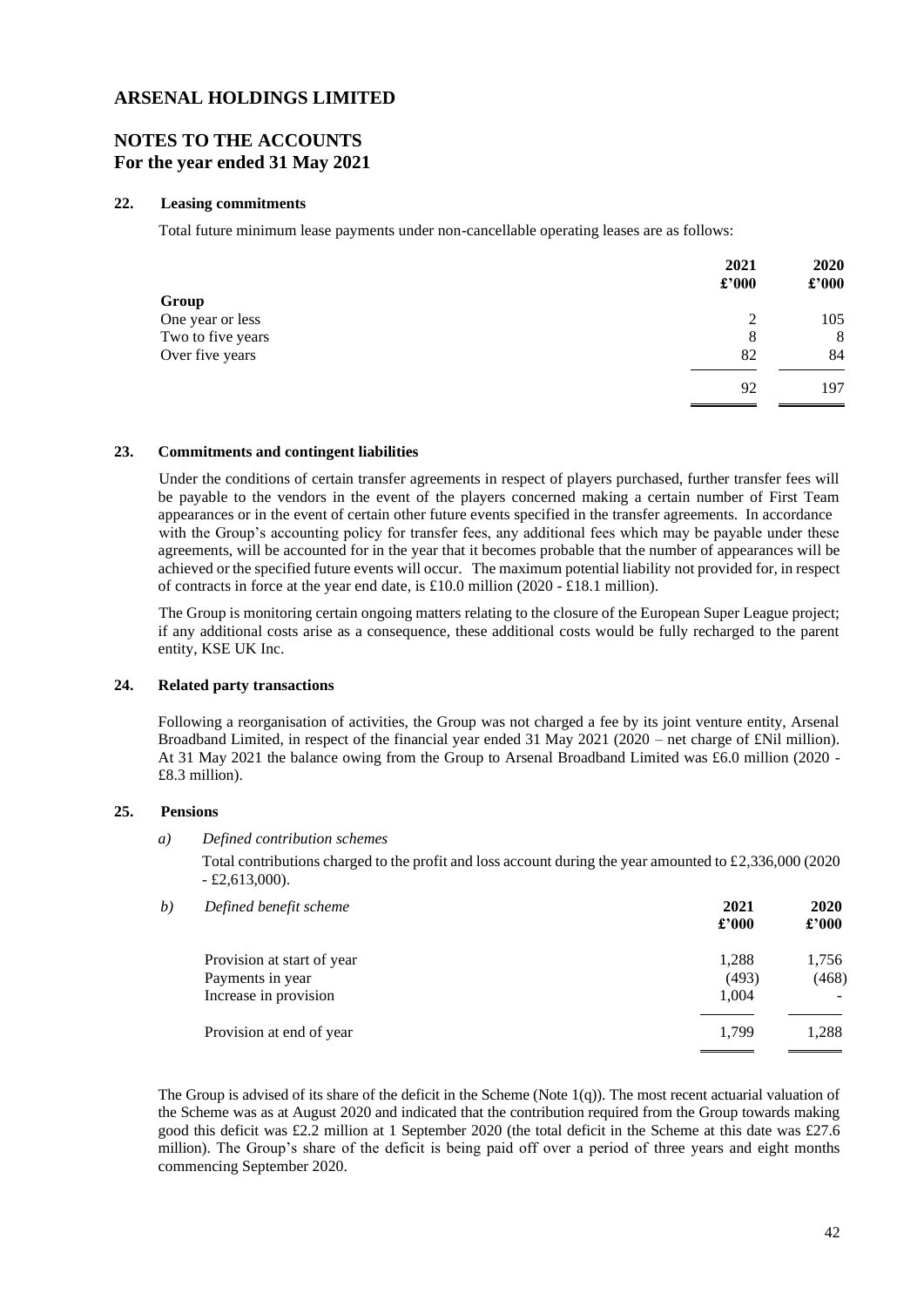# ARSENAL HOLDINGS LIMITED

## NOTES TO THE ACCOUNTS
## For the year ended 31 May 2021

### 22. Leasing commitments

Total future minimum lease payments under non-cancellable operating leases are as follows:

| | 2021 £'000 | 2020 £'000 |
|---|---|---|
| **Group** | | |
| One year or less | 2 | 105 |
| Two to five years | 8 | 8 |
| Over five years | 82 | 84 |
| | 92 | 197 |

### 23. Commitments and contingent liabilities

Under the conditions of certain transfer agreements in respect of players purchased, further transfer fees will be payable to the vendors in the event of the players concerned making a certain number of First Team appearances or in the event of certain other future events specified in the transfer agreements. In accordance with the Group's accounting policy for transfer fees, any additional fees which may be payable under these agreements, will be accounted for in the year that it becomes probable that the number of appearances will be achieved or the specified future events will occur. The maximum potential liability not provided for, in respect of contracts in force at the year end date, is £10.0 million (2020 - £18.1 million).

The Group is monitoring certain ongoing matters relating to the closure of the European Super League project; if any additional costs arise as a consequence, these additional costs would be fully recharged to the parent entity, KSE UK Inc.

### 24. Related party transactions

Following a reorganisation of activities, the Group was not charged a fee by its joint venture entity, Arsenal Broadband Limited, in respect of the financial year ended 31 May 2021 (2020 – net charge of £Nil million). At 31 May 2021 the balance owing from the Group to Arsenal Broadband Limited was £6.0 million (2020 - £8.3 million).

### 25. Pensions

*a) Defined contribution schemes*

Total contributions charged to the profit and loss account during the year amounted to £2,336,000 (2020 - £2,613,000).

| *b) Defined benefit scheme* | 2021 £'000 | 2020 £'000 |
|---|---|---|
| Provision at start of year | 1,288 | 1,756 |
| Payments in year | (493) | (468) |
| Increase in provision | 1,004 | - |
| Provision at end of year | 1,799 | 1,288 |

The Group is advised of its share of the deficit in the Scheme (Note 1(q)). The most recent actuarial valuation of the Scheme was as at August 2020 and indicated that the contribution required from the Group towards making good this deficit was £2.2 million at 1 September 2020 (the total deficit in the Scheme at this date was £27.6 million). The Group's share of the deficit is being paid off over a period of three years and eight months commencing September 2020.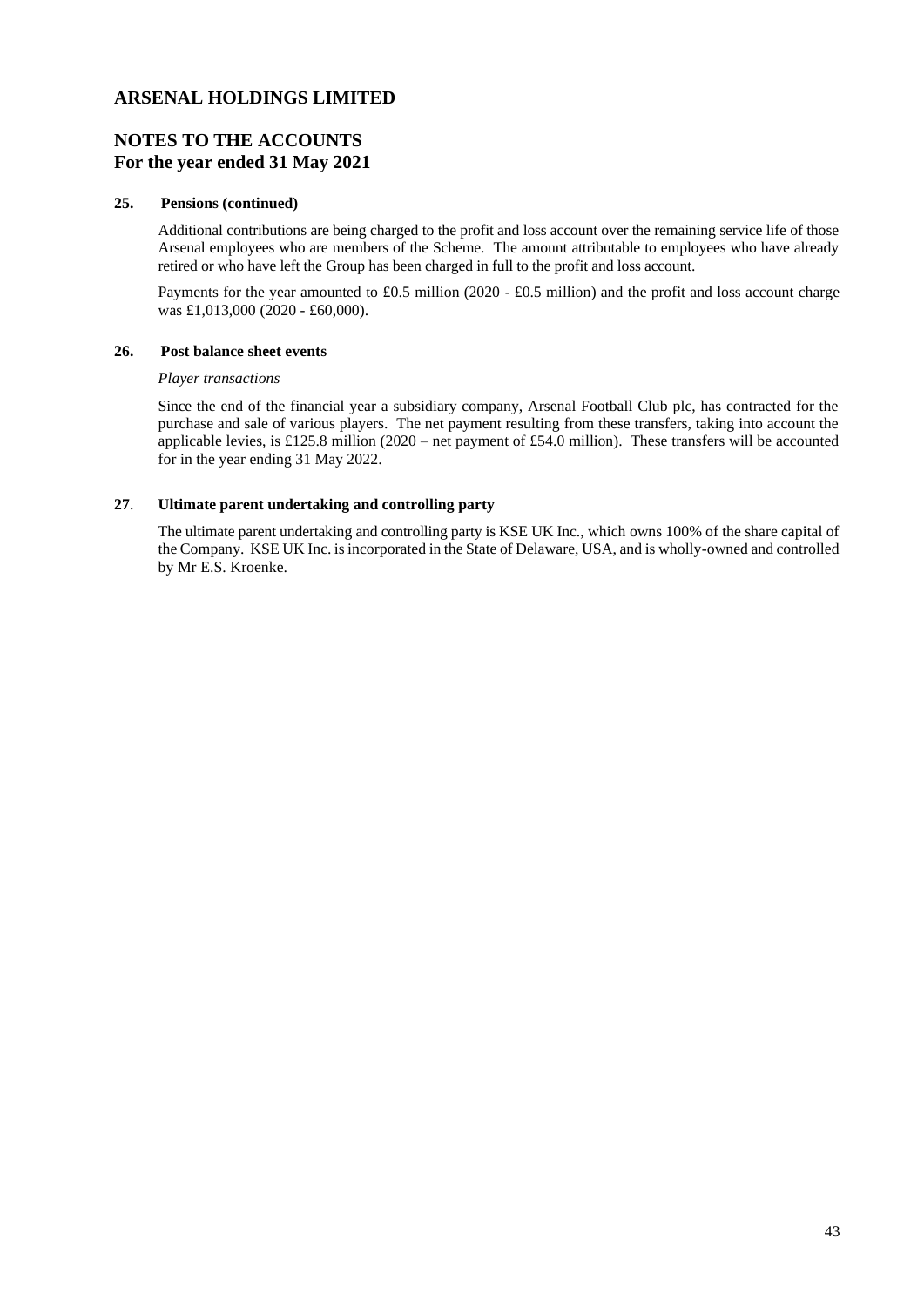# ARSENAL HOLDINGS LIMITED

## NOTES TO THE ACCOUNTS
## For the year ended 31 May 2021

### 25. Pensions (continued)

Additional contributions are being charged to the profit and loss account over the remaining service life of those Arsenal employees who are members of the Scheme. The amount attributable to employees who have already retired or who have left the Group has been charged in full to the profit and loss account.

Payments for the year amounted to £0.5 million (2020 - £0.5 million) and the profit and loss account charge was £1,013,000 (2020 - £60,000).

### 26. Post balance sheet events

*Player transactions*

Since the end of the financial year a subsidiary company, Arsenal Football Club plc, has contracted for the purchase and sale of various players. The net payment resulting from these transfers, taking into account the applicable levies, is £125.8 million (2020 – net payment of £54.0 million). These transfers will be accounted for in the year ending 31 May 2022.

### 27. Ultimate parent undertaking and controlling party

The ultimate parent undertaking and controlling party is KSE UK Inc., which owns 100% of the share capital of the Company. KSE UK Inc. is incorporated in the State of Delaware, USA, and is wholly-owned and controlled by Mr E.S. Kroenke.